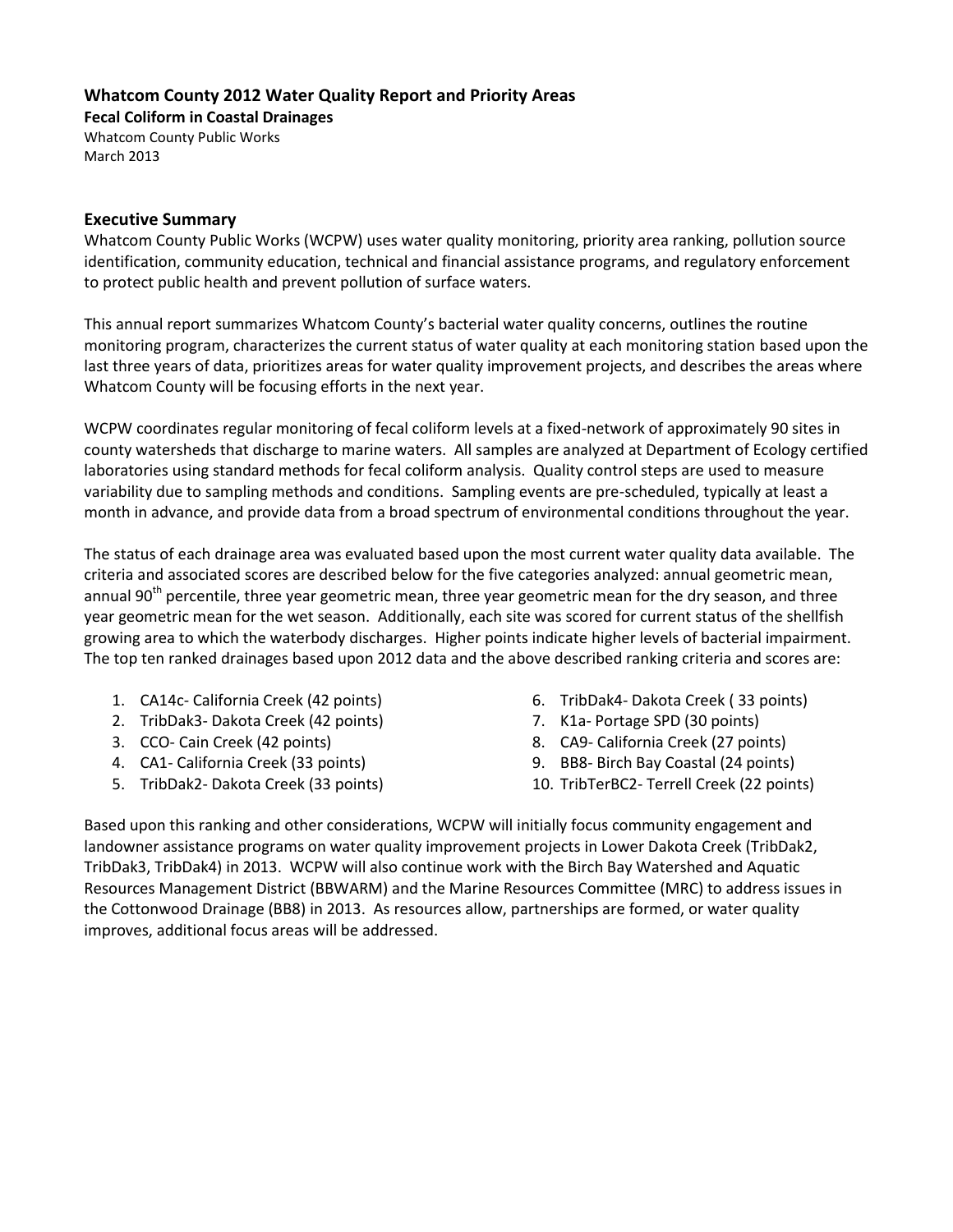**Whatcom County 2012 Water Quality Report and Priority Areas**
**Fecal Coliform in Coastal Drainages**
Whatcom County Public Works
March 2013

## Executive Summary

Whatcom County Public Works (WCPW) uses water quality monitoring, priority area ranking, pollution source identification, community education, technical and financial assistance programs, and regulatory enforcement to protect public health and prevent pollution of surface waters.

This annual report summarizes Whatcom County's bacterial water quality concerns, outlines the routine monitoring program, characterizes the current status of water quality at each monitoring station based upon the last three years of data, prioritizes areas for water quality improvement projects, and describes the areas where Whatcom County will be focusing efforts in the next year.

WCPW coordinates regular monitoring of fecal coliform levels at a fixed-network of approximately 90 sites in county watersheds that discharge to marine waters. All samples are analyzed at Department of Ecology certified laboratories using standard methods for fecal coliform analysis. Quality control steps are used to measure variability due to sampling methods and conditions. Sampling events are pre-scheduled, typically at least a month in advance, and provide data from a broad spectrum of environmental conditions throughout the year.

The status of each drainage area was evaluated based upon the most current water quality data available. The criteria and associated scores are described below for the five categories analyzed: annual geometric mean, annual 90th percentile, three year geometric mean, three year geometric mean for the dry season, and three year geometric mean for the wet season. Additionally, each site was scored for current status of the shellfish growing area to which the waterbody discharges. Higher points indicate higher levels of bacterial impairment. The top ten ranked drainages based upon 2012 data and the above described ranking criteria and scores are:

1. CA14c- California Creek (42 points)
2. TribDak3- Dakota Creek (42 points)
3. CCO- Cain Creek (42 points)
4. CA1- California Creek (33 points)
5. TribDak2- Dakota Creek (33 points)
6. TribDak4- Dakota Creek ( 33 points)
7. K1a- Portage SPD (30 points)
8. CA9- California Creek (27 points)
9. BB8- Birch Bay Coastal (24 points)
10. TribTerBC2- Terrell Creek (22 points)

Based upon this ranking and other considerations, WCPW will initially focus community engagement and landowner assistance programs on water quality improvement projects in Lower Dakota Creek (TribDak2, TribDak3, TribDak4) in 2013. WCPW will also continue work with the Birch Bay Watershed and Aquatic Resources Management District (BBWARM) and the Marine Resources Committee (MRC) to address issues in the Cottonwood Drainage (BB8) in 2013. As resources allow, partnerships are formed, or water quality improves, additional focus areas will be addressed.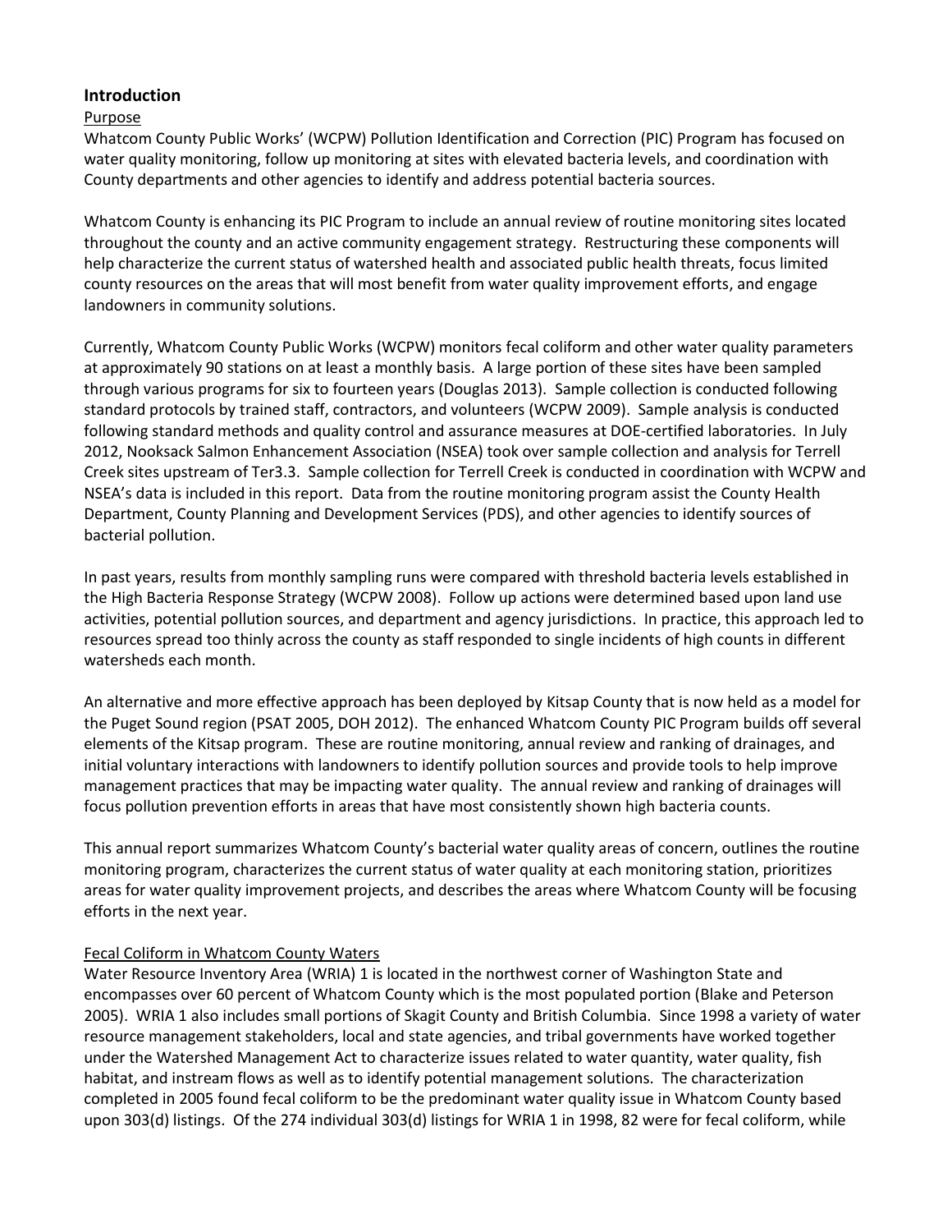## Introduction

### Purpose

Whatcom County Public Works' (WCPW) Pollution Identification and Correction (PIC) Program has focused on water quality monitoring, follow up monitoring at sites with elevated bacteria levels, and coordination with County departments and other agencies to identify and address potential bacteria sources.

Whatcom County is enhancing its PIC Program to include an annual review of routine monitoring sites located throughout the county and an active community engagement strategy. Restructuring these components will help characterize the current status of watershed health and associated public health threats, focus limited county resources on the areas that will most benefit from water quality improvement efforts, and engage landowners in community solutions.

Currently, Whatcom County Public Works (WCPW) monitors fecal coliform and other water quality parameters at approximately 90 stations on at least a monthly basis. A large portion of these sites have been sampled through various programs for six to fourteen years (Douglas 2013). Sample collection is conducted following standard protocols by trained staff, contractors, and volunteers (WCPW 2009). Sample analysis is conducted following standard methods and quality control and assurance measures at DOE-certified laboratories. In July 2012, Nooksack Salmon Enhancement Association (NSEA) took over sample collection and analysis for Terrell Creek sites upstream of Ter3.3. Sample collection for Terrell Creek is conducted in coordination with WCPW and NSEA's data is included in this report. Data from the routine monitoring program assist the County Health Department, County Planning and Development Services (PDS), and other agencies to identify sources of bacterial pollution.

In past years, results from monthly sampling runs were compared with threshold bacteria levels established in the High Bacteria Response Strategy (WCPW 2008). Follow up actions were determined based upon land use activities, potential pollution sources, and department and agency jurisdictions. In practice, this approach led to resources spread too thinly across the county as staff responded to single incidents of high counts in different watersheds each month.

An alternative and more effective approach has been deployed by Kitsap County that is now held as a model for the Puget Sound region (PSAT 2005, DOH 2012). The enhanced Whatcom County PIC Program builds off several elements of the Kitsap program. These are routine monitoring, annual review and ranking of drainages, and initial voluntary interactions with landowners to identify pollution sources and provide tools to help improve management practices that may be impacting water quality. The annual review and ranking of drainages will focus pollution prevention efforts in areas that have most consistently shown high bacteria counts.

This annual report summarizes Whatcom County's bacterial water quality areas of concern, outlines the routine monitoring program, characterizes the current status of water quality at each monitoring station, prioritizes areas for water quality improvement projects, and describes the areas where Whatcom County will be focusing efforts in the next year.

### Fecal Coliform in Whatcom County Waters

Water Resource Inventory Area (WRIA) 1 is located in the northwest corner of Washington State and encompasses over 60 percent of Whatcom County which is the most populated portion (Blake and Peterson 2005). WRIA 1 also includes small portions of Skagit County and British Columbia. Since 1998 a variety of water resource management stakeholders, local and state agencies, and tribal governments have worked together under the Watershed Management Act to characterize issues related to water quantity, water quality, fish habitat, and instream flows as well as to identify potential management solutions. The characterization completed in 2005 found fecal coliform to be the predominant water quality issue in Whatcom County based upon 303(d) listings. Of the 274 individual 303(d) listings for WRIA 1 in 1998, 82 were for fecal coliform, while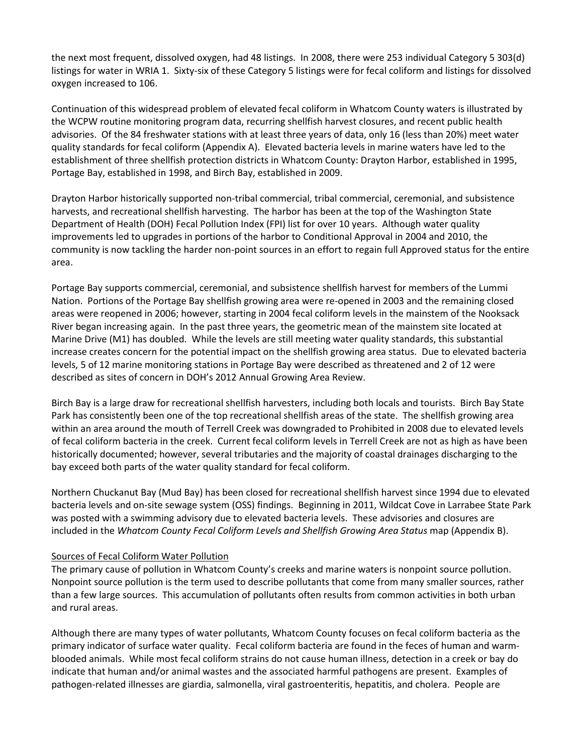the next most frequent, dissolved oxygen, had 48 listings. In 2008, there were 253 individual Category 5 303(d) listings for water in WRIA 1. Sixty-six of these Category 5 listings were for fecal coliform and listings for dissolved oxygen increased to 106.

Continuation of this widespread problem of elevated fecal coliform in Whatcom County waters is illustrated by the WCPW routine monitoring program data, recurring shellfish harvest closures, and recent public health advisories. Of the 84 freshwater stations with at least three years of data, only 16 (less than 20%) meet water quality standards for fecal coliform (Appendix A). Elevated bacteria levels in marine waters have led to the establishment of three shellfish protection districts in Whatcom County: Drayton Harbor, established in 1995, Portage Bay, established in 1998, and Birch Bay, established in 2009.

Drayton Harbor historically supported non-tribal commercial, tribal commercial, ceremonial, and subsistence harvests, and recreational shellfish harvesting. The harbor has been at the top of the Washington State Department of Health (DOH) Fecal Pollution Index (FPI) list for over 10 years. Although water quality improvements led to upgrades in portions of the harbor to Conditional Approval in 2004 and 2010, the community is now tackling the harder non-point sources in an effort to regain full Approved status for the entire area.

Portage Bay supports commercial, ceremonial, and subsistence shellfish harvest for members of the Lummi Nation. Portions of the Portage Bay shellfish growing area were re-opened in 2003 and the remaining closed areas were reopened in 2006; however, starting in 2004 fecal coliform levels in the mainstem of the Nooksack River began increasing again. In the past three years, the geometric mean of the mainstem site located at Marine Drive (M1) has doubled. While the levels are still meeting water quality standards, this substantial increase creates concern for the potential impact on the shellfish growing area status. Due to elevated bacteria levels, 5 of 12 marine monitoring stations in Portage Bay were described as threatened and 2 of 12 were described as sites of concern in DOH's 2012 Annual Growing Area Review.

Birch Bay is a large draw for recreational shellfish harvesters, including both locals and tourists. Birch Bay State Park has consistently been one of the top recreational shellfish areas of the state. The shellfish growing area within an area around the mouth of Terrell Creek was downgraded to Prohibited in 2008 due to elevated levels of fecal coliform bacteria in the creek. Current fecal coliform levels in Terrell Creek are not as high as have been historically documented; however, several tributaries and the majority of coastal drainages discharging to the bay exceed both parts of the water quality standard for fecal coliform.

Northern Chuckanut Bay (Mud Bay) has been closed for recreational shellfish harvest since 1994 due to elevated bacteria levels and on-site sewage system (OSS) findings. Beginning in 2011, Wildcat Cove in Larrabee State Park was posted with a swimming advisory due to elevated bacteria levels. These advisories and closures are included in the *Whatcom County Fecal Coliform Levels and Shellfish Growing Area Status* map (Appendix B).

## Sources of Fecal Coliform Water Pollution

The primary cause of pollution in Whatcom County's creeks and marine waters is nonpoint source pollution. Nonpoint source pollution is the term used to describe pollutants that come from many smaller sources, rather than a few large sources. This accumulation of pollutants often results from common activities in both urban and rural areas.

Although there are many types of water pollutants, Whatcom County focuses on fecal coliform bacteria as the primary indicator of surface water quality. Fecal coliform bacteria are found in the feces of human and warm-blooded animals. While most fecal coliform strains do not cause human illness, detection in a creek or bay do indicate that human and/or animal wastes and the associated harmful pathogens are present. Examples of pathogen-related illnesses are giardia, salmonella, viral gastroenteritis, hepatitis, and cholera. People are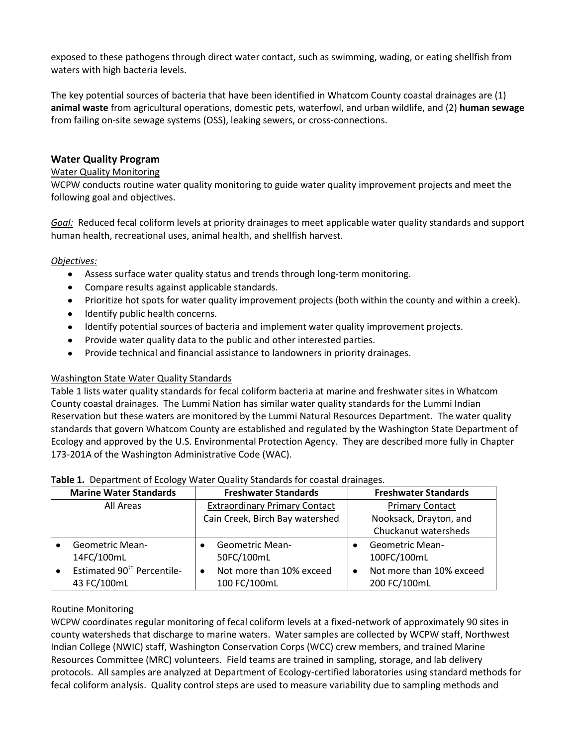exposed to these pathogens through direct water contact, such as swimming, wading, or eating shellfish from waters with high bacteria levels.

The key potential sources of bacteria that have been identified in Whatcom County coastal drainages are (1) **animal waste** from agricultural operations, domestic pets, waterfowl, and urban wildlife, and (2) **human sewage** from failing on-site sewage systems (OSS), leaking sewers, or cross-connections.

## Water Quality Program

### Water Quality Monitoring

WCPW conducts routine water quality monitoring to guide water quality improvement projects and meet the following goal and objectives.

*Goal:* Reduced fecal coliform levels at priority drainages to meet applicable water quality standards and support human health, recreational uses, animal health, and shellfish harvest.

*Objectives:*

- Assess surface water quality status and trends through long-term monitoring.
- Compare results against applicable standards.
- Prioritize hot spots for water quality improvement projects (both within the county and within a creek).
- Identify public health concerns.
- Identify potential sources of bacteria and implement water quality improvement projects.
- Provide water quality data to the public and other interested parties.
- Provide technical and financial assistance to landowners in priority drainages.

### Washington State Water Quality Standards

Table 1 lists water quality standards for fecal coliform bacteria at marine and freshwater sites in Whatcom County coastal drainages. The Lummi Nation has similar water quality standards for the Lummi Indian Reservation but these waters are monitored by the Lummi Natural Resources Department. The water quality standards that govern Whatcom County are established and regulated by the Washington State Department of Ecology and approved by the U.S. Environmental Protection Agency. They are described more fully in Chapter 173-201A of the Washington Administrative Code (WAC).

**Table 1.** Department of Ecology Water Quality Standards for coastal drainages.

| Marine Water Standards | Freshwater Standards | Freshwater Standards |
|---|---|---|
| All Areas | Extraordinary Primary Contact<br>Cain Creek, Birch Bay watershed | Primary Contact<br>Nooksack, Drayton, and Chuckanut watersheds |
| • Geometric Mean- 14FC/100mL<br>• Estimated 90th Percentile- 43 FC/100mL | • Geometric Mean- 50FC/100mL<br>• Not more than 10% exceed 100 FC/100mL | • Geometric Mean- 100FC/100mL<br>• Not more than 10% exceed 200 FC/100mL |

### Routine Monitoring

WCPW coordinates regular monitoring of fecal coliform levels at a fixed-network of approximately 90 sites in county watersheds that discharge to marine waters. Water samples are collected by WCPW staff, Northwest Indian College (NWIC) staff, Washington Conservation Corps (WCC) crew members, and trained Marine Resources Committee (MRC) volunteers. Field teams are trained in sampling, storage, and lab delivery protocols. All samples are analyzed at Department of Ecology-certified laboratories using standard methods for fecal coliform analysis. Quality control steps are used to measure variability due to sampling methods and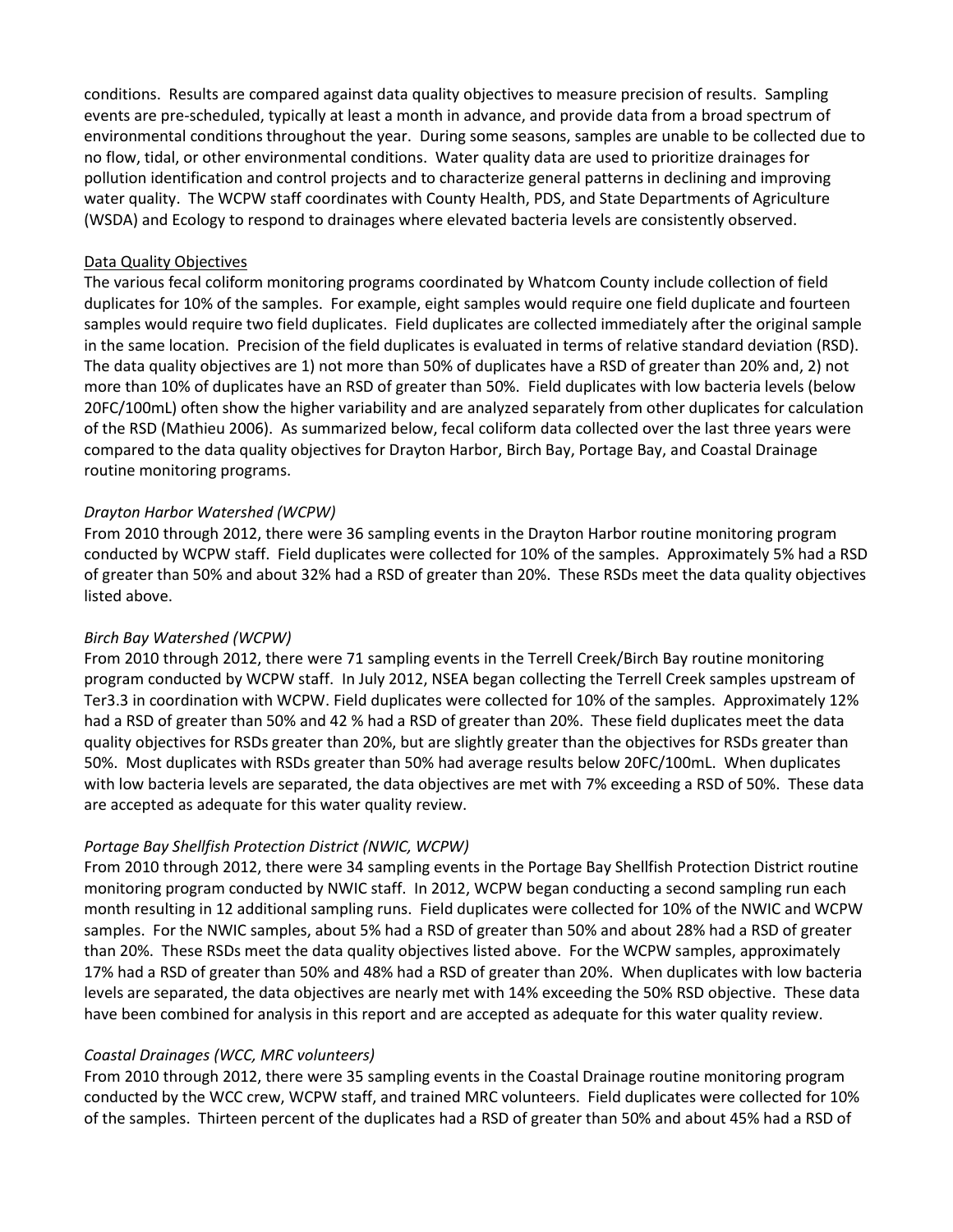conditions. Results are compared against data quality objectives to measure precision of results. Sampling events are pre-scheduled, typically at least a month in advance, and provide data from a broad spectrum of environmental conditions throughout the year. During some seasons, samples are unable to be collected due to no flow, tidal, or other environmental conditions. Water quality data are used to prioritize drainages for pollution identification and control projects and to characterize general patterns in declining and improving water quality. The WCPW staff coordinates with County Health, PDS, and State Departments of Agriculture (WSDA) and Ecology to respond to drainages where elevated bacteria levels are consistently observed.

<u>Data Quality Objectives</u>

The various fecal coliform monitoring programs coordinated by Whatcom County include collection of field duplicates for 10% of the samples. For example, eight samples would require one field duplicate and fourteen samples would require two field duplicates. Field duplicates are collected immediately after the original sample in the same location. Precision of the field duplicates is evaluated in terms of relative standard deviation (RSD). The data quality objectives are 1) not more than 50% of duplicates have a RSD of greater than 20% and, 2) not more than 10% of duplicates have an RSD of greater than 50%. Field duplicates with low bacteria levels (below 20FC/100mL) often show the higher variability and are analyzed separately from other duplicates for calculation of the RSD (Mathieu 2006). As summarized below, fecal coliform data collected over the last three years were compared to the data quality objectives for Drayton Harbor, Birch Bay, Portage Bay, and Coastal Drainage routine monitoring programs.

*Drayton Harbor Watershed (WCPW)*

From 2010 through 2012, there were 36 sampling events in the Drayton Harbor routine monitoring program conducted by WCPW staff. Field duplicates were collected for 10% of the samples. Approximately 5% had a RSD of greater than 50% and about 32% had a RSD of greater than 20%. These RSDs meet the data quality objectives listed above.

*Birch Bay Watershed (WCPW)*

From 2010 through 2012, there were 71 sampling events in the Terrell Creek/Birch Bay routine monitoring program conducted by WCPW staff. In July 2012, NSEA began collecting the Terrell Creek samples upstream of Ter3.3 in coordination with WCPW. Field duplicates were collected for 10% of the samples. Approximately 12% had a RSD of greater than 50% and 42 % had a RSD of greater than 20%. These field duplicates meet the data quality objectives for RSDs greater than 20%, but are slightly greater than the objectives for RSDs greater than 50%. Most duplicates with RSDs greater than 50% had average results below 20FC/100mL. When duplicates with low bacteria levels are separated, the data objectives are met with 7% exceeding a RSD of 50%. These data are accepted as adequate for this water quality review.

*Portage Bay Shellfish Protection District (NWIC, WCPW)*

From 2010 through 2012, there were 34 sampling events in the Portage Bay Shellfish Protection District routine monitoring program conducted by NWIC staff. In 2012, WCPW began conducting a second sampling run each month resulting in 12 additional sampling runs. Field duplicates were collected for 10% of the NWIC and WCPW samples. For the NWIC samples, about 5% had a RSD of greater than 50% and about 28% had a RSD of greater than 20%. These RSDs meet the data quality objectives listed above. For the WCPW samples, approximately 17% had a RSD of greater than 50% and 48% had a RSD of greater than 20%. When duplicates with low bacteria levels are separated, the data objectives are nearly met with 14% exceeding the 50% RSD objective. These data have been combined for analysis in this report and are accepted as adequate for this water quality review.

*Coastal Drainages (WCC, MRC volunteers)*

From 2010 through 2012, there were 35 sampling events in the Coastal Drainage routine monitoring program conducted by the WCC crew, WCPW staff, and trained MRC volunteers. Field duplicates were collected for 10% of the samples. Thirteen percent of the duplicates had a RSD of greater than 50% and about 45% had a RSD of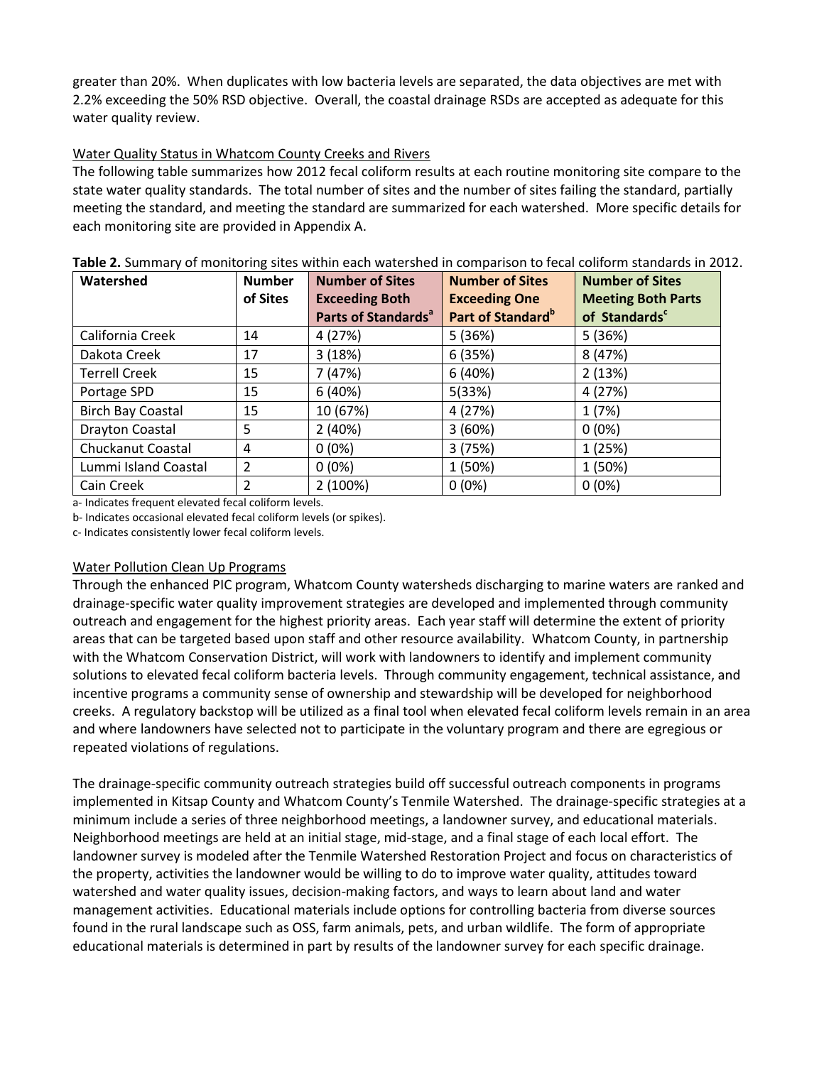greater than 20%. When duplicates with low bacteria levels are separated, the data objectives are met with 2.2% exceeding the 50% RSD objective. Overall, the coastal drainage RSDs are accepted as adequate for this water quality review.

## Water Quality Status in Whatcom County Creeks and Rivers

The following table summarizes how 2012 fecal coliform results at each routine monitoring site compare to the state water quality standards. The total number of sites and the number of sites failing the standard, partially meeting the standard, and meeting the standard are summarized for each watershed. More specific details for each monitoring site are provided in Appendix A.

**Table 2.** Summary of monitoring sites within each watershed in comparison to fecal coliform standards in 2012.

| Watershed | Number of Sites | Number of Sites Exceeding Both Parts of Standards[a] | Number of Sites Exceeding One Part of Standard[b] | Number of Sites Meeting Both Parts of Standards[c] |
|---|---|---|---|---|
| California Creek | 14 | 4 (27%) | 5 (36%) | 5 (36%) |
| Dakota Creek | 17 | 3 (18%) | 6 (35%) | 8 (47%) |
| Terrell Creek | 15 | 7 (47%) | 6 (40%) | 2 (13%) |
| Portage SPD | 15 | 6 (40%) | 5(33%) | 4 (27%) |
| Birch Bay Coastal | 15 | 10 (67%) | 4 (27%) | 1 (7%) |
| Drayton Coastal | 5 | 2 (40%) | 3 (60%) | 0 (0%) |
| Chuckanut Coastal | 4 | 0 (0%) | 3 (75%) | 1 (25%) |
| Lummi Island Coastal | 2 | 0 (0%) | 1 (50%) | 1 (50%) |
| Cain Creek | 2 | 2 (100%) | 0 (0%) | 0 (0%) |

a- Indicates frequent elevated fecal coliform levels.

b- Indicates occasional elevated fecal coliform levels (or spikes).

c- Indicates consistently lower fecal coliform levels.

## Water Pollution Clean Up Programs

Through the enhanced PIC program, Whatcom County watersheds discharging to marine waters are ranked and drainage-specific water quality improvement strategies are developed and implemented through community outreach and engagement for the highest priority areas. Each year staff will determine the extent of priority areas that can be targeted based upon staff and other resource availability. Whatcom County, in partnership with the Whatcom Conservation District, will work with landowners to identify and implement community solutions to elevated fecal coliform bacteria levels. Through community engagement, technical assistance, and incentive programs a community sense of ownership and stewardship will be developed for neighborhood creeks. A regulatory backstop will be utilized as a final tool when elevated fecal coliform levels remain in an area and where landowners have selected not to participate in the voluntary program and there are egregious or repeated violations of regulations.

The drainage-specific community outreach strategies build off successful outreach components in programs implemented in Kitsap County and Whatcom County's Tenmile Watershed. The drainage-specific strategies at a minimum include a series of three neighborhood meetings, a landowner survey, and educational materials. Neighborhood meetings are held at an initial stage, mid-stage, and a final stage of each local effort. The landowner survey is modeled after the Tenmile Watershed Restoration Project and focus on characteristics of the property, activities the landowner would be willing to do to improve water quality, attitudes toward watershed and water quality issues, decision-making factors, and ways to learn about land and water management activities. Educational materials include options for controlling bacteria from diverse sources found in the rural landscape such as OSS, farm animals, pets, and urban wildlife. The form of appropriate educational materials is determined in part by results of the landowner survey for each specific drainage.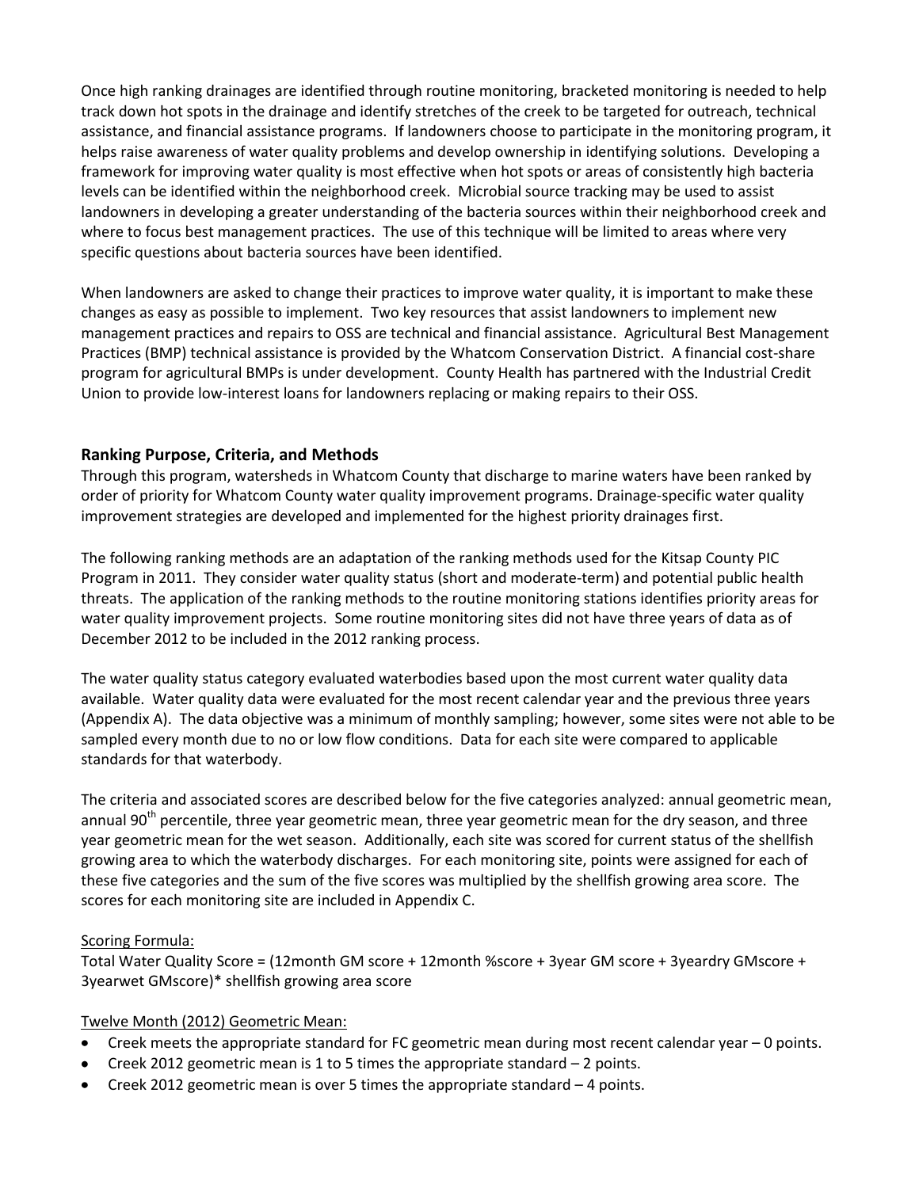Once high ranking drainages are identified through routine monitoring, bracketed monitoring is needed to help track down hot spots in the drainage and identify stretches of the creek to be targeted for outreach, technical assistance, and financial assistance programs. If landowners choose to participate in the monitoring program, it helps raise awareness of water quality problems and develop ownership in identifying solutions. Developing a framework for improving water quality is most effective when hot spots or areas of consistently high bacteria levels can be identified within the neighborhood creek. Microbial source tracking may be used to assist landowners in developing a greater understanding of the bacteria sources within their neighborhood creek and where to focus best management practices. The use of this technique will be limited to areas where very specific questions about bacteria sources have been identified.

When landowners are asked to change their practices to improve water quality, it is important to make these changes as easy as possible to implement. Two key resources that assist landowners to implement new management practices and repairs to OSS are technical and financial assistance. Agricultural Best Management Practices (BMP) technical assistance is provided by the Whatcom Conservation District. A financial cost-share program for agricultural BMPs is under development. County Health has partnered with the Industrial Credit Union to provide low-interest loans for landowners replacing or making repairs to their OSS.

## Ranking Purpose, Criteria, and Methods

Through this program, watersheds in Whatcom County that discharge to marine waters have been ranked by order of priority for Whatcom County water quality improvement programs. Drainage-specific water quality improvement strategies are developed and implemented for the highest priority drainages first.

The following ranking methods are an adaptation of the ranking methods used for the Kitsap County PIC Program in 2011. They consider water quality status (short and moderate-term) and potential public health threats. The application of the ranking methods to the routine monitoring stations identifies priority areas for water quality improvement projects. Some routine monitoring sites did not have three years of data as of December 2012 to be included in the 2012 ranking process.

The water quality status category evaluated waterbodies based upon the most current water quality data available. Water quality data were evaluated for the most recent calendar year and the previous three years (Appendix A). The data objective was a minimum of monthly sampling; however, some sites were not able to be sampled every month due to no or low flow conditions. Data for each site were compared to applicable standards for that waterbody.

The criteria and associated scores are described below for the five categories analyzed: annual geometric mean, annual 90$^{th}$ percentile, three year geometric mean, three year geometric mean for the dry season, and three year geometric mean for the wet season. Additionally, each site was scored for current status of the shellfish growing area to which the waterbody discharges. For each monitoring site, points were assigned for each of these five categories and the sum of the five scores was multiplied by the shellfish growing area score. The scores for each monitoring site are included in Appendix C.

Scoring Formula:

Total Water Quality Score = (12month GM score + 12month %score + 3year GM score + 3yeardry GMscore + 3yearwet GMscore)* shellfish growing area score

Twelve Month (2012) Geometric Mean:

- Creek meets the appropriate standard for FC geometric mean during most recent calendar year – 0 points.
- Creek 2012 geometric mean is 1 to 5 times the appropriate standard – 2 points.
- Creek 2012 geometric mean is over 5 times the appropriate standard – 4 points.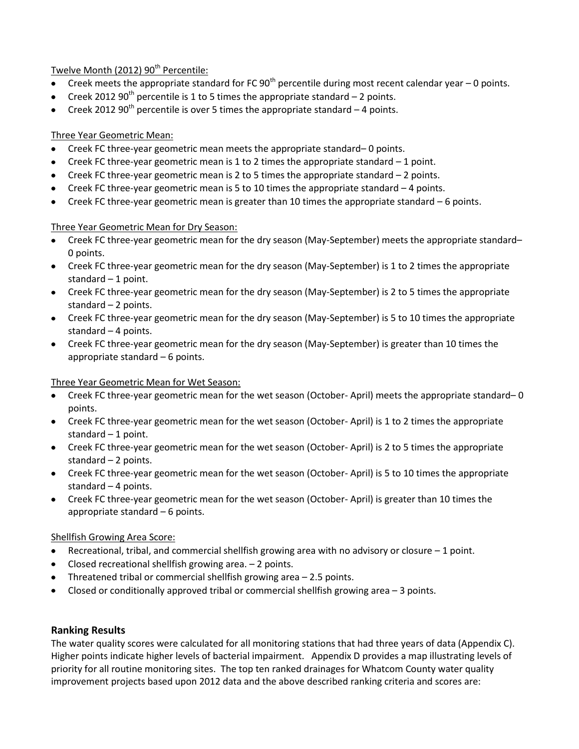Twelve Month (2012) $90^{th}$ Percentile:

- Creek meets the appropriate standard for FC $90^{th}$ percentile during most recent calendar year – 0 points.
- Creek 2012 $90^{th}$ percentile is 1 to 5 times the appropriate standard – 2 points.
- Creek 2012 $90^{th}$ percentile is over 5 times the appropriate standard – 4 points.

Three Year Geometric Mean:

- Creek FC three-year geometric mean meets the appropriate standard– 0 points.
- Creek FC three-year geometric mean is 1 to 2 times the appropriate standard – 1 point.
- Creek FC three-year geometric mean is 2 to 5 times the appropriate standard – 2 points.
- Creek FC three-year geometric mean is 5 to 10 times the appropriate standard – 4 points.
- Creek FC three-year geometric mean is greater than 10 times the appropriate standard – 6 points.

Three Year Geometric Mean for Dry Season:

- Creek FC three-year geometric mean for the dry season (May-September) meets the appropriate standard– 0 points.
- Creek FC three-year geometric mean for the dry season (May-September) is 1 to 2 times the appropriate standard – 1 point.
- Creek FC three-year geometric mean for the dry season (May-September) is 2 to 5 times the appropriate standard – 2 points.
- Creek FC three-year geometric mean for the dry season (May-September) is 5 to 10 times the appropriate standard – 4 points.
- Creek FC three-year geometric mean for the dry season (May-September) is greater than 10 times the appropriate standard – 6 points.

Three Year Geometric Mean for Wet Season:

- Creek FC three-year geometric mean for the wet season (October- April) meets the appropriate standard– 0 points.
- Creek FC three-year geometric mean for the wet season (October- April) is 1 to 2 times the appropriate standard – 1 point.
- Creek FC three-year geometric mean for the wet season (October- April) is 2 to 5 times the appropriate standard – 2 points.
- Creek FC three-year geometric mean for the wet season (October- April) is 5 to 10 times the appropriate standard – 4 points.
- Creek FC three-year geometric mean for the wet season (October- April) is greater than 10 times the appropriate standard – 6 points.

Shellfish Growing Area Score:

- Recreational, tribal, and commercial shellfish growing area with no advisory or closure – 1 point.
- Closed recreational shellfish growing area. – 2 points.
- Threatened tribal or commercial shellfish growing area – 2.5 points.
- Closed or conditionally approved tribal or commercial shellfish growing area – 3 points.

## Ranking Results

The water quality scores were calculated for all monitoring stations that had three years of data (Appendix C). Higher points indicate higher levels of bacterial impairment. Appendix D provides a map illustrating levels of priority for all routine monitoring sites. The top ten ranked drainages for Whatcom County water quality improvement projects based upon 2012 data and the above described ranking criteria and scores are: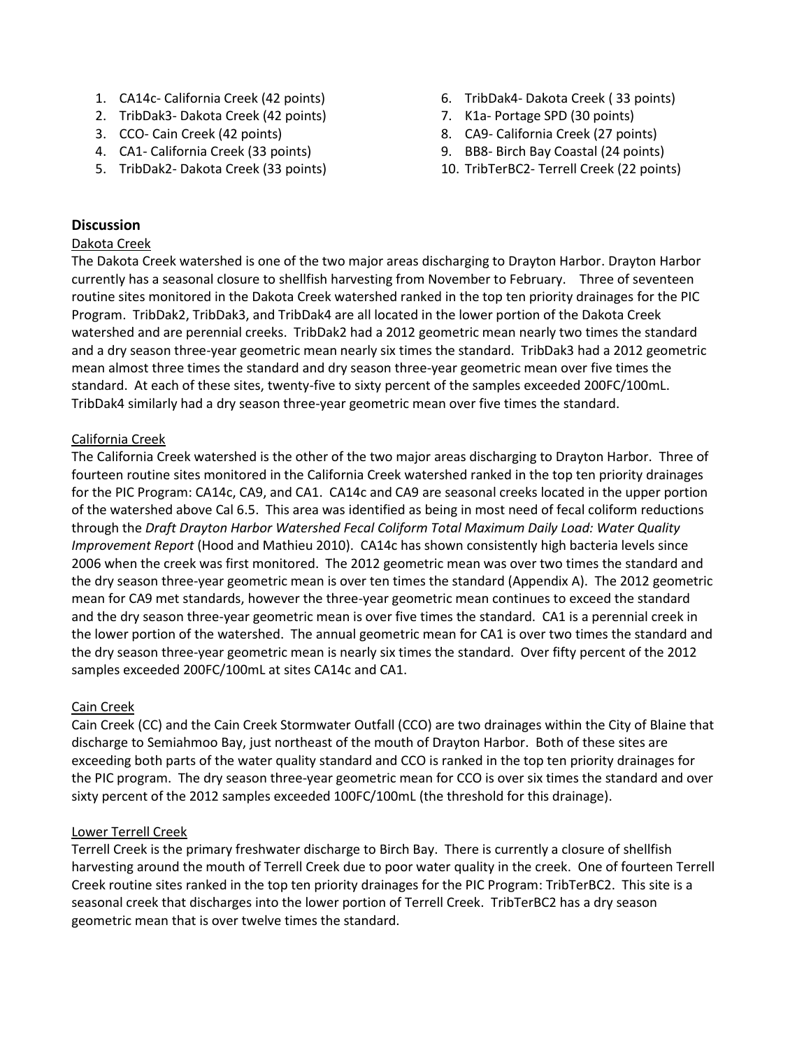1. CA14c- California Creek (42 points)
2. TribDak3- Dakota Creek (42 points)
3. CCO- Cain Creek (42 points)
4. CA1- California Creek (33 points)
5. TribDak2- Dakota Creek (33 points)
6. TribDak4- Dakota Creek ( 33 points)
7. K1a- Portage SPD (30 points)
8. CA9- California Creek (27 points)
9. BB8- Birch Bay Coastal (24 points)
10. TribTerBC2- Terrell Creek (22 points)

## Discussion

### Dakota Creek

The Dakota Creek watershed is one of the two major areas discharging to Drayton Harbor. Drayton Harbor currently has a seasonal closure to shellfish harvesting from November to February. Three of seventeen routine sites monitored in the Dakota Creek watershed ranked in the top ten priority drainages for the PIC Program. TribDak2, TribDak3, and TribDak4 are all located in the lower portion of the Dakota Creek watershed and are perennial creeks. TribDak2 had a 2012 geometric mean nearly two times the standard and a dry season three-year geometric mean nearly six times the standard. TribDak3 had a 2012 geometric mean almost three times the standard and dry season three-year geometric mean over five times the standard. At each of these sites, twenty-five to sixty percent of the samples exceeded 200FC/100mL. TribDak4 similarly had a dry season three-year geometric mean over five times the standard.

### California Creek

The California Creek watershed is the other of the two major areas discharging to Drayton Harbor. Three of fourteen routine sites monitored in the California Creek watershed ranked in the top ten priority drainages for the PIC Program: CA14c, CA9, and CA1. CA14c and CA9 are seasonal creeks located in the upper portion of the watershed above Cal 6.5. This area was identified as being in most need of fecal coliform reductions through the *Draft Drayton Harbor Watershed Fecal Coliform Total Maximum Daily Load: Water Quality Improvement Report* (Hood and Mathieu 2010). CA14c has shown consistently high bacteria levels since 2006 when the creek was first monitored. The 2012 geometric mean was over two times the standard and the dry season three-year geometric mean is over ten times the standard (Appendix A). The 2012 geometric mean for CA9 met standards, however the three-year geometric mean continues to exceed the standard and the dry season three-year geometric mean is over five times the standard. CA1 is a perennial creek in the lower portion of the watershed. The annual geometric mean for CA1 is over two times the standard and the dry season three-year geometric mean is nearly six times the standard. Over fifty percent of the 2012 samples exceeded 200FC/100mL at sites CA14c and CA1.

### Cain Creek

Cain Creek (CC) and the Cain Creek Stormwater Outfall (CCO) are two drainages within the City of Blaine that discharge to Semiahmoo Bay, just northeast of the mouth of Drayton Harbor. Both of these sites are exceeding both parts of the water quality standard and CCO is ranked in the top ten priority drainages for the PIC program. The dry season three-year geometric mean for CCO is over six times the standard and over sixty percent of the 2012 samples exceeded 100FC/100mL (the threshold for this drainage).

### Lower Terrell Creek

Terrell Creek is the primary freshwater discharge to Birch Bay. There is currently a closure of shellfish harvesting around the mouth of Terrell Creek due to poor water quality in the creek. One of fourteen Terrell Creek routine sites ranked in the top ten priority drainages for the PIC Program: TribTerBC2. This site is a seasonal creek that discharges into the lower portion of Terrell Creek. TribTerBC2 has a dry season geometric mean that is over twelve times the standard.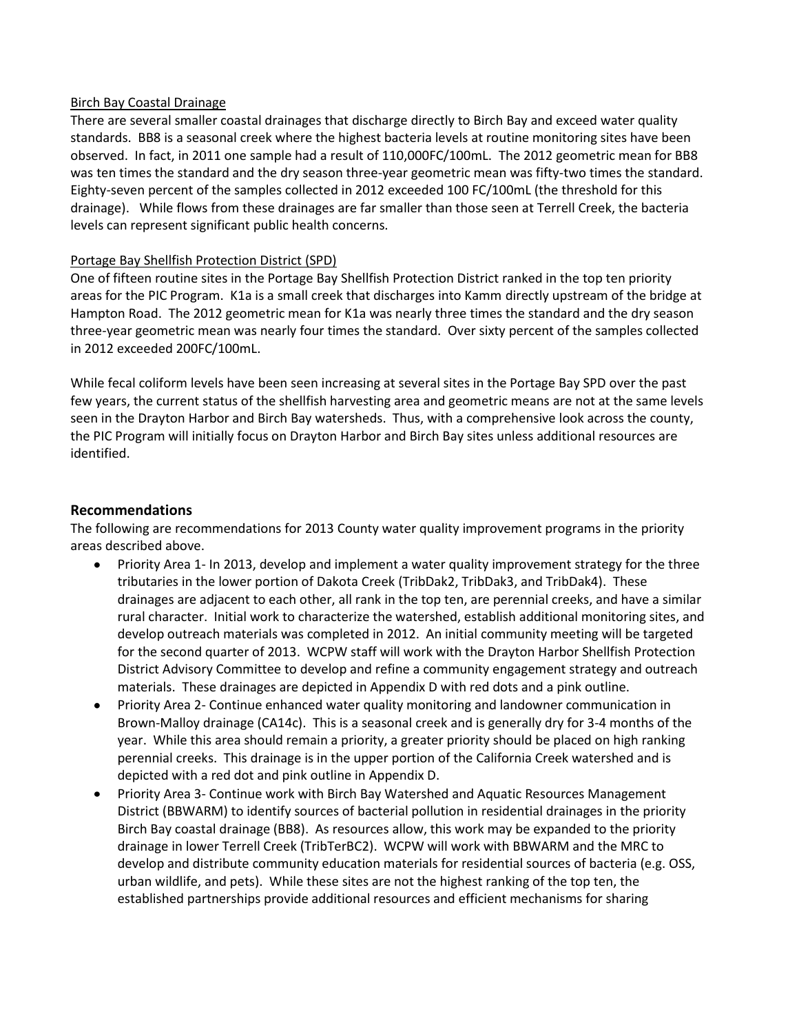Birch Bay Coastal Drainage

There are several smaller coastal drainages that discharge directly to Birch Bay and exceed water quality standards. BB8 is a seasonal creek where the highest bacteria levels at routine monitoring sites have been observed. In fact, in 2011 one sample had a result of 110,000FC/100mL. The 2012 geometric mean for BB8 was ten times the standard and the dry season three-year geometric mean was fifty-two times the standard. Eighty-seven percent of the samples collected in 2012 exceeded 100 FC/100mL (the threshold for this drainage). While flows from these drainages are far smaller than those seen at Terrell Creek, the bacteria levels can represent significant public health concerns.

Portage Bay Shellfish Protection District (SPD)

One of fifteen routine sites in the Portage Bay Shellfish Protection District ranked in the top ten priority areas for the PIC Program. K1a is a small creek that discharges into Kamm directly upstream of the bridge at Hampton Road. The 2012 geometric mean for K1a was nearly three times the standard and the dry season three-year geometric mean was nearly four times the standard. Over sixty percent of the samples collected in 2012 exceeded 200FC/100mL.

While fecal coliform levels have been seen increasing at several sites in the Portage Bay SPD over the past few years, the current status of the shellfish harvesting area and geometric means are not at the same levels seen in the Drayton Harbor and Birch Bay watersheds. Thus, with a comprehensive look across the county, the PIC Program will initially focus on Drayton Harbor and Birch Bay sites unless additional resources are identified.

## Recommendations

The following are recommendations for 2013 County water quality improvement programs in the priority areas described above.

- Priority Area 1- In 2013, develop and implement a water quality improvement strategy for the three tributaries in the lower portion of Dakota Creek (TribDak2, TribDak3, and TribDak4). These drainages are adjacent to each other, all rank in the top ten, are perennial creeks, and have a similar rural character. Initial work to characterize the watershed, establish additional monitoring sites, and develop outreach materials was completed in 2012. An initial community meeting will be targeted for the second quarter of 2013. WCPW staff will work with the Drayton Harbor Shellfish Protection District Advisory Committee to develop and refine a community engagement strategy and outreach materials. These drainages are depicted in Appendix D with red dots and a pink outline.
- Priority Area 2- Continue enhanced water quality monitoring and landowner communication in Brown-Malloy drainage (CA14c). This is a seasonal creek and is generally dry for 3-4 months of the year. While this area should remain a priority, a greater priority should be placed on high ranking perennial creeks. This drainage is in the upper portion of the California Creek watershed and is depicted with a red dot and pink outline in Appendix D.
- Priority Area 3- Continue work with Birch Bay Watershed and Aquatic Resources Management District (BBWARM) to identify sources of bacterial pollution in residential drainages in the priority Birch Bay coastal drainage (BB8). As resources allow, this work may be expanded to the priority drainage in lower Terrell Creek (TribTerBC2). WCPW will work with BBWARM and the MRC to develop and distribute community education materials for residential sources of bacteria (e.g. OSS, urban wildlife, and pets). While these sites are not the highest ranking of the top ten, the established partnerships provide additional resources and efficient mechanisms for sharing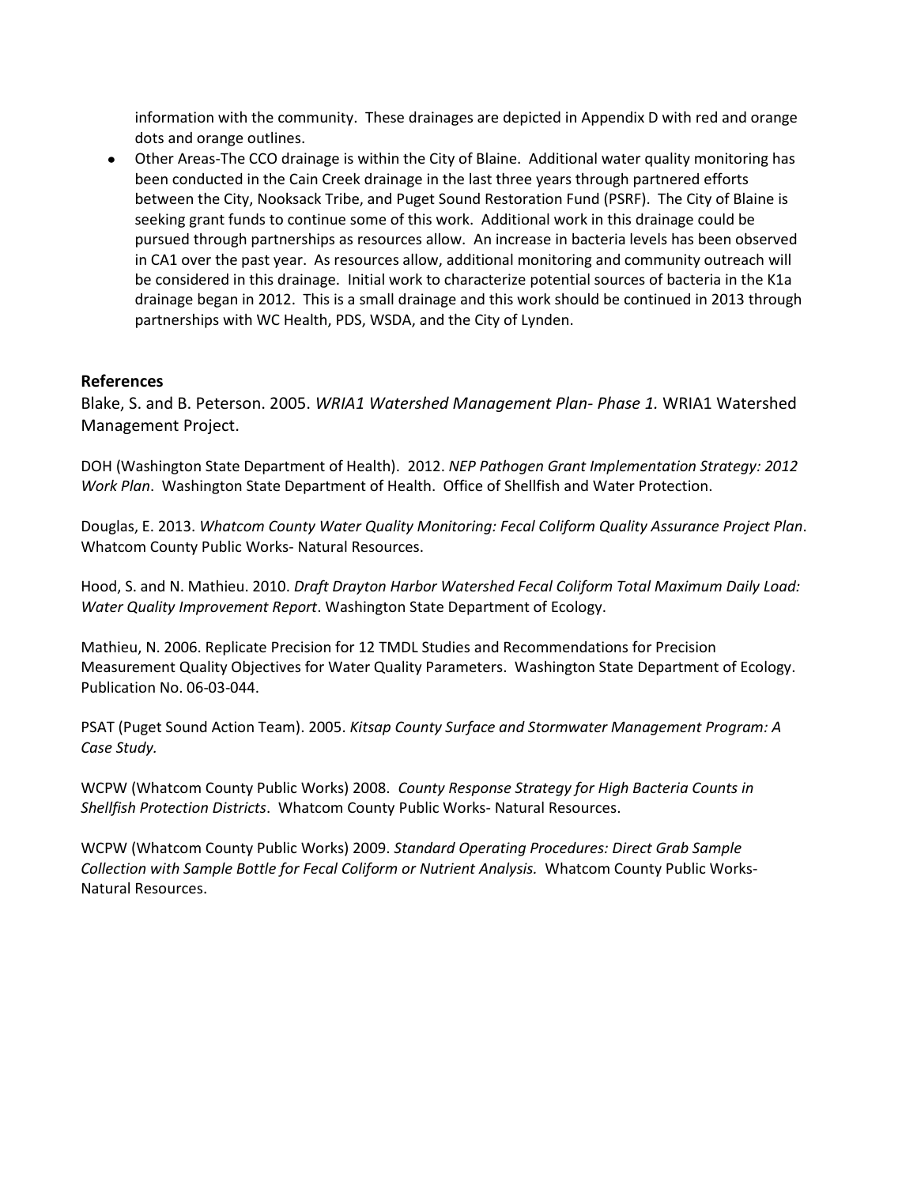information with the community. These drainages are depicted in Appendix D with red and orange dots and orange outlines.

- Other Areas-The CCO drainage is within the City of Blaine. Additional water quality monitoring has been conducted in the Cain Creek drainage in the last three years through partnered efforts between the City, Nooksack Tribe, and Puget Sound Restoration Fund (PSRF). The City of Blaine is seeking grant funds to continue some of this work. Additional work in this drainage could be pursued through partnerships as resources allow. An increase in bacteria levels has been observed in CA1 over the past year. As resources allow, additional monitoring and community outreach will be considered in this drainage. Initial work to characterize potential sources of bacteria in the K1a drainage began in 2012. This is a small drainage and this work should be continued in 2013 through partnerships with WC Health, PDS, WSDA, and the City of Lynden.

## References

Blake, S. and B. Peterson. 2005. *WRIA1 Watershed Management Plan- Phase 1.* WRIA1 Watershed Management Project.

DOH (Washington State Department of Health). 2012. *NEP Pathogen Grant Implementation Strategy: 2012 Work Plan*. Washington State Department of Health. Office of Shellfish and Water Protection.

Douglas, E. 2013. *Whatcom County Water Quality Monitoring: Fecal Coliform Quality Assurance Project Plan*. Whatcom County Public Works- Natural Resources.

Hood, S. and N. Mathieu. 2010. *Draft Drayton Harbor Watershed Fecal Coliform Total Maximum Daily Load: Water Quality Improvement Report*. Washington State Department of Ecology.

Mathieu, N. 2006. Replicate Precision for 12 TMDL Studies and Recommendations for Precision Measurement Quality Objectives for Water Quality Parameters. Washington State Department of Ecology. Publication No. 06-03-044.

PSAT (Puget Sound Action Team). 2005. *Kitsap County Surface and Stormwater Management Program: A Case Study.*

WCPW (Whatcom County Public Works) 2008. *County Response Strategy for High Bacteria Counts in Shellfish Protection Districts*. Whatcom County Public Works- Natural Resources.

WCPW (Whatcom County Public Works) 2009. *Standard Operating Procedures: Direct Grab Sample Collection with Sample Bottle for Fecal Coliform or Nutrient Analysis.* Whatcom County Public Works- Natural Resources.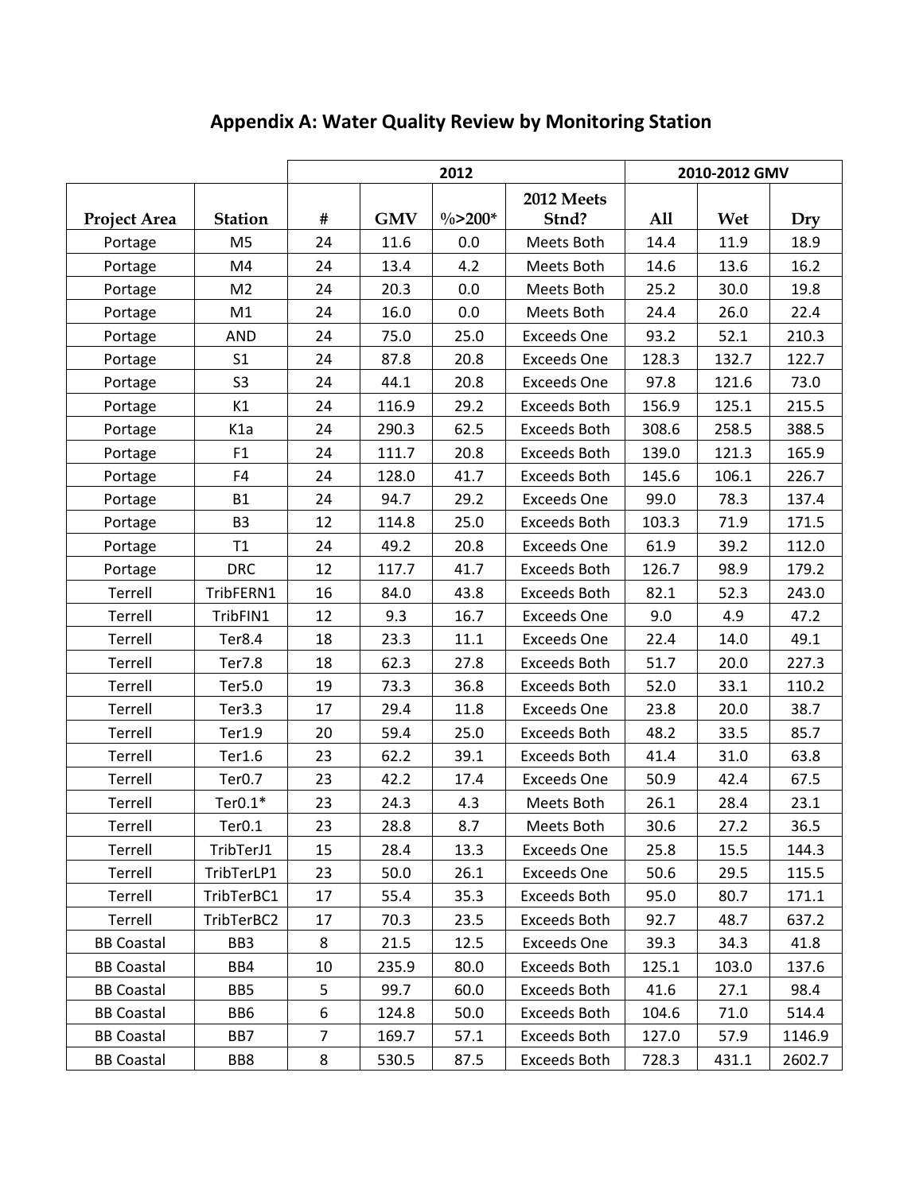## Appendix A: Water Quality Review by Monitoring Station

| | | 2012 | | | | 2010-2012 GMV | | |
|---|---|---|---|---|---|---|---|---|
| Project Area | Station | # | GMV | %>200* | 2012 Meets Stnd? | All | Wet | Dry |
| Portage | M5 | 24 | 11.6 | 0.0 | Meets Both | 14.4 | 11.9 | 18.9 |
| Portage | M4 | 24 | 13.4 | 4.2 | Meets Both | 14.6 | 13.6 | 16.2 |
| Portage | M2 | 24 | 20.3 | 0.0 | Meets Both | 25.2 | 30.0 | 19.8 |
| Portage | M1 | 24 | 16.0 | 0.0 | Meets Both | 24.4 | 26.0 | 22.4 |
| Portage | AND | 24 | 75.0 | 25.0 | Exceeds One | 93.2 | 52.1 | 210.3 |
| Portage | S1 | 24 | 87.8 | 20.8 | Exceeds One | 128.3 | 132.7 | 122.7 |
| Portage | S3 | 24 | 44.1 | 20.8 | Exceeds One | 97.8 | 121.6 | 73.0 |
| Portage | K1 | 24 | 116.9 | 29.2 | Exceeds Both | 156.9 | 125.1 | 215.5 |
| Portage | K1a | 24 | 290.3 | 62.5 | Exceeds Both | 308.6 | 258.5 | 388.5 |
| Portage | F1 | 24 | 111.7 | 20.8 | Exceeds Both | 139.0 | 121.3 | 165.9 |
| Portage | F4 | 24 | 128.0 | 41.7 | Exceeds Both | 145.6 | 106.1 | 226.7 |
| Portage | B1 | 24 | 94.7 | 29.2 | Exceeds One | 99.0 | 78.3 | 137.4 |
| Portage | B3 | 12 | 114.8 | 25.0 | Exceeds Both | 103.3 | 71.9 | 171.5 |
| Portage | T1 | 24 | 49.2 | 20.8 | Exceeds One | 61.9 | 39.2 | 112.0 |
| Portage | DRC | 12 | 117.7 | 41.7 | Exceeds Both | 126.7 | 98.9 | 179.2 |
| Terrell | TribFERN1 | 16 | 84.0 | 43.8 | Exceeds Both | 82.1 | 52.3 | 243.0 |
| Terrell | TribFIN1 | 12 | 9.3 | 16.7 | Exceeds One | 9.0 | 4.9 | 47.2 |
| Terrell | Ter8.4 | 18 | 23.3 | 11.1 | Exceeds One | 22.4 | 14.0 | 49.1 |
| Terrell | Ter7.8 | 18 | 62.3 | 27.8 | Exceeds Both | 51.7 | 20.0 | 227.3 |
| Terrell | Ter5.0 | 19 | 73.3 | 36.8 | Exceeds Both | 52.0 | 33.1 | 110.2 |
| Terrell | Ter3.3 | 17 | 29.4 | 11.8 | Exceeds One | 23.8 | 20.0 | 38.7 |
| Terrell | Ter1.9 | 20 | 59.4 | 25.0 | Exceeds Both | 48.2 | 33.5 | 85.7 |
| Terrell | Ter1.6 | 23 | 62.2 | 39.1 | Exceeds Both | 41.4 | 31.0 | 63.8 |
| Terrell | Ter0.7 | 23 | 42.2 | 17.4 | Exceeds One | 50.9 | 42.4 | 67.5 |
| Terrell | Ter0.1* | 23 | 24.3 | 4.3 | Meets Both | 26.1 | 28.4 | 23.1 |
| Terrell | Ter0.1 | 23 | 28.8 | 8.7 | Meets Both | 30.6 | 27.2 | 36.5 |
| Terrell | TribTerJ1 | 15 | 28.4 | 13.3 | Exceeds One | 25.8 | 15.5 | 144.3 |
| Terrell | TribTerLP1 | 23 | 50.0 | 26.1 | Exceeds One | 50.6 | 29.5 | 115.5 |
| Terrell | TribTerBC1 | 17 | 55.4 | 35.3 | Exceeds Both | 95.0 | 80.7 | 171.1 |
| Terrell | TribTerBC2 | 17 | 70.3 | 23.5 | Exceeds Both | 92.7 | 48.7 | 637.2 |
| BB Coastal | BB3 | 8 | 21.5 | 12.5 | Exceeds One | 39.3 | 34.3 | 41.8 |
| BB Coastal | BB4 | 10 | 235.9 | 80.0 | Exceeds Both | 125.1 | 103.0 | 137.6 |
| BB Coastal | BB5 | 5 | 99.7 | 60.0 | Exceeds Both | 41.6 | 27.1 | 98.4 |
| BB Coastal | BB6 | 6 | 124.8 | 50.0 | Exceeds Both | 104.6 | 71.0 | 514.4 |
| BB Coastal | BB7 | 7 | 169.7 | 57.1 | Exceeds Both | 127.0 | 57.9 | 1146.9 |
| BB Coastal | BB8 | 8 | 530.5 | 87.5 | Exceeds Both | 728.3 | 431.1 | 2602.7 |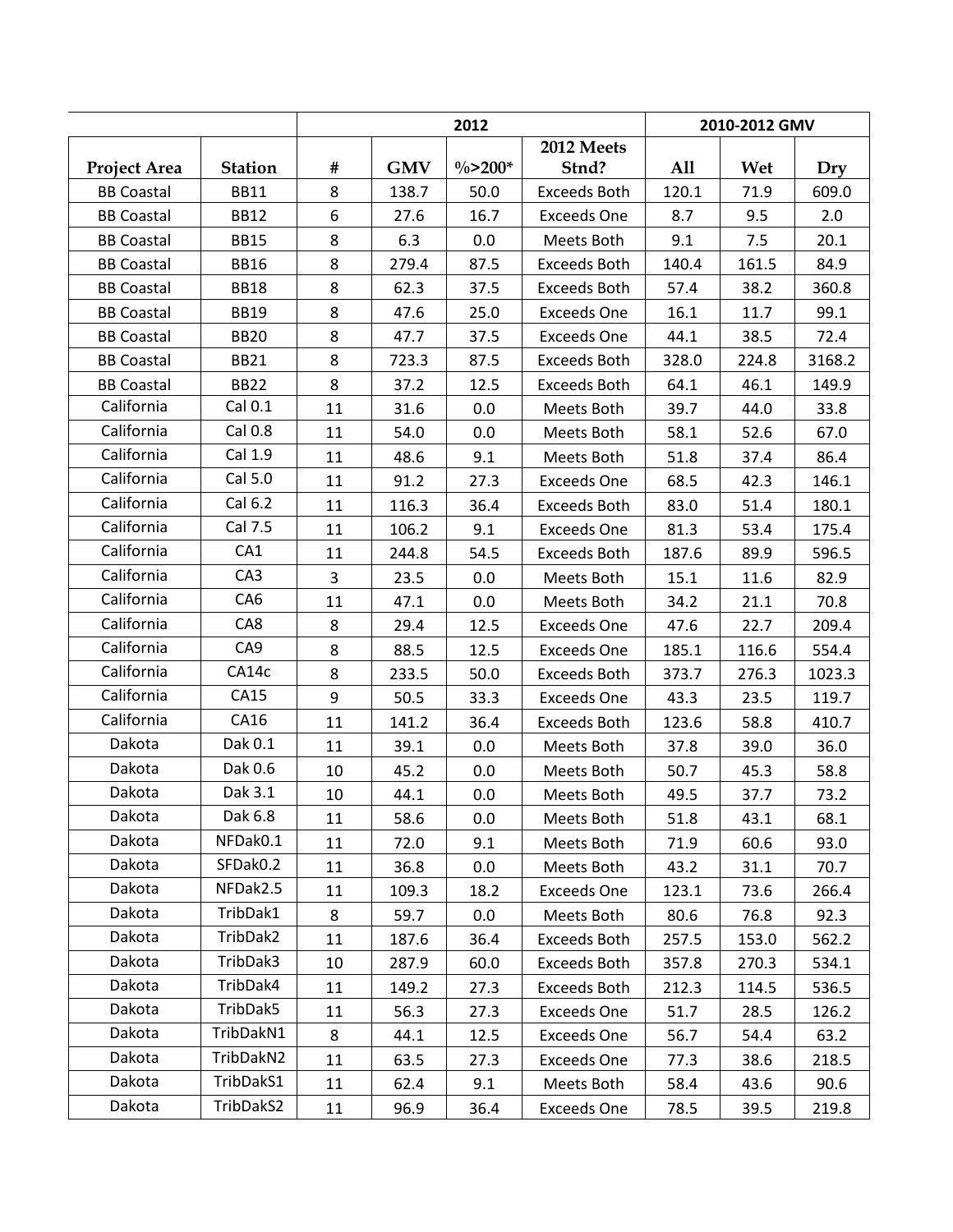| | | 2012 | | | | 2010-2012 GMV | | |
|---|---|---|---|---|---|---|---|---|
| **Project Area** | **Station** | **#** | **GMV** | **%>200*** | **2012 Meets Stnd?** | **All** | **Wet** | **Dry** |
| BB Coastal | BB11 | 8 | 138.7 | 50.0 | Exceeds Both | 120.1 | 71.9 | 609.0 |
| BB Coastal | BB12 | 6 | 27.6 | 16.7 | Exceeds One | 8.7 | 9.5 | 2.0 |
| BB Coastal | BB15 | 8 | 6.3 | 0.0 | Meets Both | 9.1 | 7.5 | 20.1 |
| BB Coastal | BB16 | 8 | 279.4 | 87.5 | Exceeds Both | 140.4 | 161.5 | 84.9 |
| BB Coastal | BB18 | 8 | 62.3 | 37.5 | Exceeds Both | 57.4 | 38.2 | 360.8 |
| BB Coastal | BB19 | 8 | 47.6 | 25.0 | Exceeds One | 16.1 | 11.7 | 99.1 |
| BB Coastal | BB20 | 8 | 47.7 | 37.5 | Exceeds One | 44.1 | 38.5 | 72.4 |
| BB Coastal | BB21 | 8 | 723.3 | 87.5 | Exceeds Both | 328.0 | 224.8 | 3168.2 |
| BB Coastal | BB22 | 8 | 37.2 | 12.5 | Exceeds Both | 64.1 | 46.1 | 149.9 |
| California | Cal 0.1 | 11 | 31.6 | 0.0 | Meets Both | 39.7 | 44.0 | 33.8 |
| California | Cal 0.8 | 11 | 54.0 | 0.0 | Meets Both | 58.1 | 52.6 | 67.0 |
| California | Cal 1.9 | 11 | 48.6 | 9.1 | Meets Both | 51.8 | 37.4 | 86.4 |
| California | Cal 5.0 | 11 | 91.2 | 27.3 | Exceeds One | 68.5 | 42.3 | 146.1 |
| California | Cal 6.2 | 11 | 116.3 | 36.4 | Exceeds Both | 83.0 | 51.4 | 180.1 |
| California | Cal 7.5 | 11 | 106.2 | 9.1 | Exceeds One | 81.3 | 53.4 | 175.4 |
| California | CA1 | 11 | 244.8 | 54.5 | Exceeds Both | 187.6 | 89.9 | 596.5 |
| California | CA3 | 3 | 23.5 | 0.0 | Meets Both | 15.1 | 11.6 | 82.9 |
| California | CA6 | 11 | 47.1 | 0.0 | Meets Both | 34.2 | 21.1 | 70.8 |
| California | CA8 | 8 | 29.4 | 12.5 | Exceeds One | 47.6 | 22.7 | 209.4 |
| California | CA9 | 8 | 88.5 | 12.5 | Exceeds One | 185.1 | 116.6 | 554.4 |
| California | CA14c | 8 | 233.5 | 50.0 | Exceeds Both | 373.7 | 276.3 | 1023.3 |
| California | CA15 | 9 | 50.5 | 33.3 | Exceeds One | 43.3 | 23.5 | 119.7 |
| California | CA16 | 11 | 141.2 | 36.4 | Exceeds Both | 123.6 | 58.8 | 410.7 |
| Dakota | Dak 0.1 | 11 | 39.1 | 0.0 | Meets Both | 37.8 | 39.0 | 36.0 |
| Dakota | Dak 0.6 | 10 | 45.2 | 0.0 | Meets Both | 50.7 | 45.3 | 58.8 |
| Dakota | Dak 3.1 | 10 | 44.1 | 0.0 | Meets Both | 49.5 | 37.7 | 73.2 |
| Dakota | Dak 6.8 | 11 | 58.6 | 0.0 | Meets Both | 51.8 | 43.1 | 68.1 |
| Dakota | NFDak0.1 | 11 | 72.0 | 9.1 | Meets Both | 71.9 | 60.6 | 93.0 |
| Dakota | SFDak0.2 | 11 | 36.8 | 0.0 | Meets Both | 43.2 | 31.1 | 70.7 |
| Dakota | NFDak2.5 | 11 | 109.3 | 18.2 | Exceeds One | 123.1 | 73.6 | 266.4 |
| Dakota | TribDak1 | 8 | 59.7 | 0.0 | Meets Both | 80.6 | 76.8 | 92.3 |
| Dakota | TribDak2 | 11 | 187.6 | 36.4 | Exceeds Both | 257.5 | 153.0 | 562.2 |
| Dakota | TribDak3 | 10 | 287.9 | 60.0 | Exceeds Both | 357.8 | 270.3 | 534.1 |
| Dakota | TribDak4 | 11 | 149.2 | 27.3 | Exceeds Both | 212.3 | 114.5 | 536.5 |
| Dakota | TribDak5 | 11 | 56.3 | 27.3 | Exceeds One | 51.7 | 28.5 | 126.2 |
| Dakota | TribDakN1 | 8 | 44.1 | 12.5 | Exceeds One | 56.7 | 54.4 | 63.2 |
| Dakota | TribDakN2 | 11 | 63.5 | 27.3 | Exceeds One | 77.3 | 38.6 | 218.5 |
| Dakota | TribDakS1 | 11 | 62.4 | 9.1 | Meets Both | 58.4 | 43.6 | 90.6 |
| Dakota | TribDakS2 | 11 | 96.9 | 36.4 | Exceeds One | 78.5 | 39.5 | 219.8 |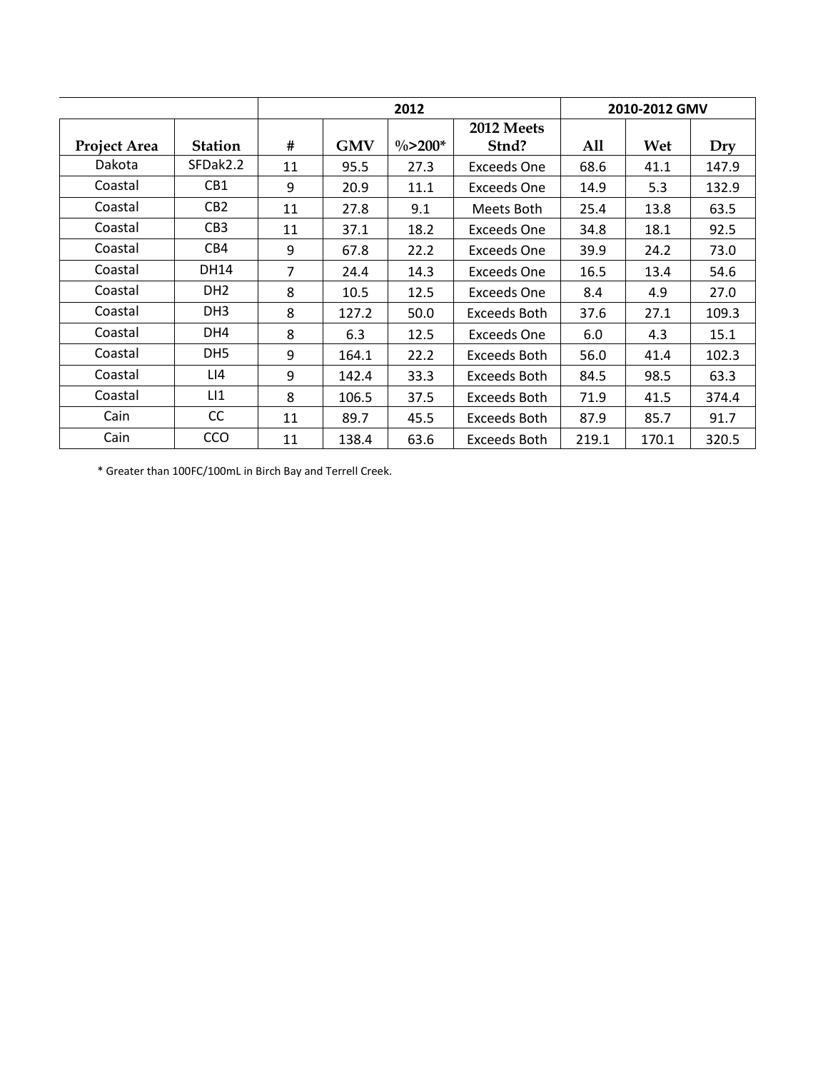| | | 2012 | | | | 2010-2012 GMV | | |
|---|---|---|---|---|---|---|---|---|
| **Project Area** | **Station** | **#** | **GMV** | **%>200*** | **2012 Meets Stnd?** | **All** | **Wet** | **Dry** |
| Dakota | SFDak2.2 | 11 | 95.5 | 27.3 | Exceeds One | 68.6 | 41.1 | 147.9 |
| Coastal | CB1 | 9 | 20.9 | 11.1 | Exceeds One | 14.9 | 5.3 | 132.9 |
| Coastal | CB2 | 11 | 27.8 | 9.1 | Meets Both | 25.4 | 13.8 | 63.5 |
| Coastal | CB3 | 11 | 37.1 | 18.2 | Exceeds One | 34.8 | 18.1 | 92.5 |
| Coastal | CB4 | 9 | 67.8 | 22.2 | Exceeds One | 39.9 | 24.2 | 73.0 |
| Coastal | DH14 | 7 | 24.4 | 14.3 | Exceeds One | 16.5 | 13.4 | 54.6 |
| Coastal | DH2 | 8 | 10.5 | 12.5 | Exceeds One | 8.4 | 4.9 | 27.0 |
| Coastal | DH3 | 8 | 127.2 | 50.0 | Exceeds Both | 37.6 | 27.1 | 109.3 |
| Coastal | DH4 | 8 | 6.3 | 12.5 | Exceeds One | 6.0 | 4.3 | 15.1 |
| Coastal | DH5 | 9 | 164.1 | 22.2 | Exceeds Both | 56.0 | 41.4 | 102.3 |
| Coastal | LI4 | 9 | 142.4 | 33.3 | Exceeds Both | 84.5 | 98.5 | 63.3 |
| Coastal | LI1 | 8 | 106.5 | 37.5 | Exceeds Both | 71.9 | 41.5 | 374.4 |
| Cain | CC | 11 | 89.7 | 45.5 | Exceeds Both | 87.9 | 85.7 | 91.7 |
| Cain | CCO | 11 | 138.4 | 63.6 | Exceeds Both | 219.1 | 170.1 | 320.5 |

* Greater than 100FC/100mL in Birch Bay and Terrell Creek.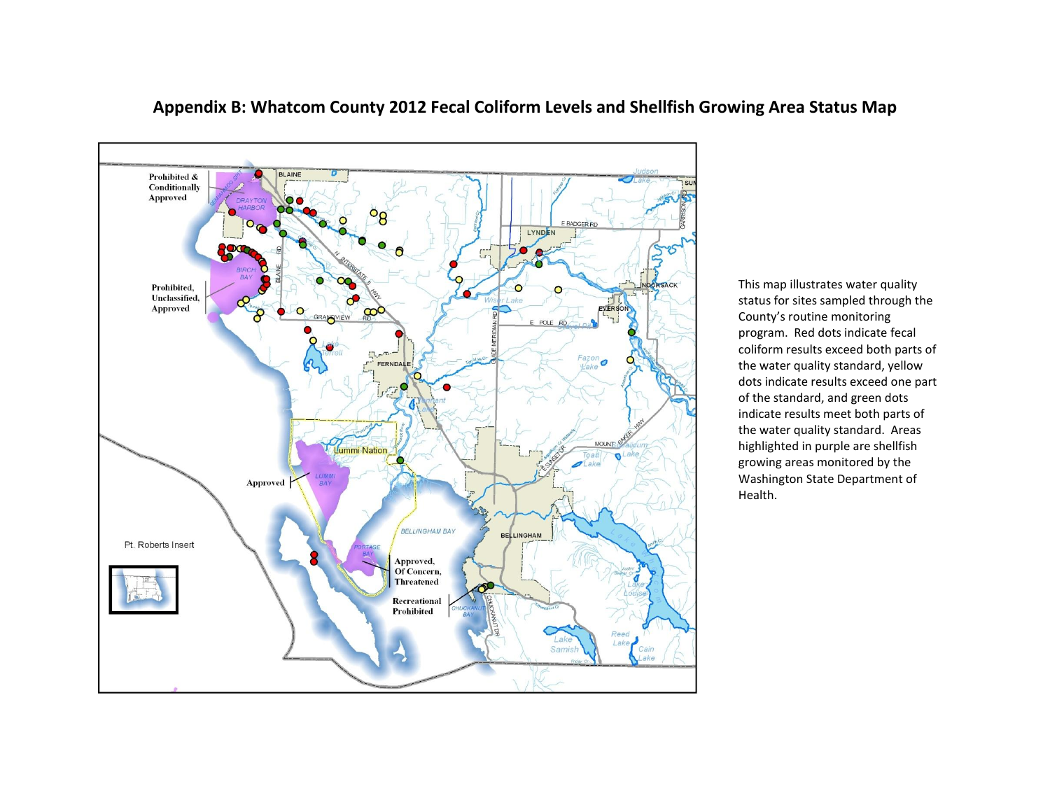## Appendix B: Whatcom County 2012 Fecal Coliform Levels and Shellfish Growing Area Status Map

This map illustrates water quality status for sites sampled through the County's routine monitoring program. Red dots indicate fecal coliform results exceed both parts of the water quality standard, yellow dots indicate results exceed one part of the standard, and green dots indicate results meet both parts of the water quality standard. Areas highlighted in purple are shellfish growing areas monitored by the Washington State Department of Health.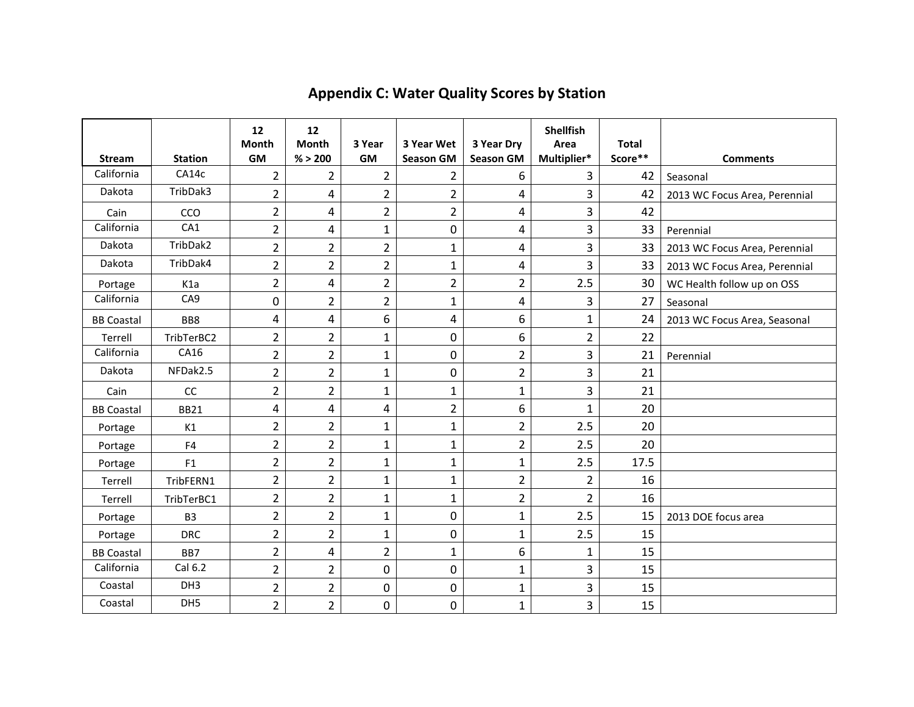# Appendix C: Water Quality Scores by Station

| Stream | Station | 12 Month GM | 12 Month % > 200 | 3 Year GM | 3 Year Wet Season GM | 3 Year Dry Season GM | Shellfish Area Multiplier* | Total Score** | Comments |
|---|---|---|---|---|---|---|---|---|---|
| California | CA14c | 2 | 2 | 2 | 2 | 6 | 3 | 42 | Seasonal |
| Dakota | TribDak3 | 2 | 4 | 2 | 2 | 4 | 3 | 42 | 2013 WC Focus Area, Perennial |
| Cain | CCO | 2 | 4 | 2 | 2 | 4 | 3 | 42 | |
| California | CA1 | 2 | 4 | 1 | 0 | 4 | 3 | 33 | Perennial |
| Dakota | TribDak2 | 2 | 2 | 2 | 1 | 4 | 3 | 33 | 2013 WC Focus Area, Perennial |
| Dakota | TribDak4 | 2 | 2 | 2 | 1 | 4 | 3 | 33 | 2013 WC Focus Area, Perennial |
| Portage | K1a | 2 | 4 | 2 | 2 | 2 | 2.5 | 30 | WC Health follow up on OSS |
| California | CA9 | 0 | 2 | 2 | 1 | 4 | 3 | 27 | Seasonal |
| BB Coastal | BB8 | 4 | 4 | 6 | 4 | 6 | 1 | 24 | 2013 WC Focus Area, Seasonal |
| Terrell | TribTerBC2 | 2 | 2 | 1 | 0 | 6 | 2 | 22 | |
| California | CA16 | 2 | 2 | 1 | 0 | 2 | 3 | 21 | Perennial |
| Dakota | NFDak2.5 | 2 | 2 | 1 | 0 | 2 | 3 | 21 | |
| Cain | CC | 2 | 2 | 1 | 1 | 1 | 3 | 21 | |
| BB Coastal | BB21 | 4 | 4 | 4 | 2 | 6 | 1 | 20 | |
| Portage | K1 | 2 | 2 | 1 | 1 | 2 | 2.5 | 20 | |
| Portage | F4 | 2 | 2 | 1 | 1 | 2 | 2.5 | 20 | |
| Portage | F1 | 2 | 2 | 1 | 1 | 1 | 2.5 | 17.5 | |
| Terrell | TribFERN1 | 2 | 2 | 1 | 1 | 2 | 2 | 16 | |
| Terrell | TribTerBC1 | 2 | 2 | 1 | 1 | 2 | 2 | 16 | |
| Portage | B3 | 2 | 2 | 1 | 0 | 1 | 2.5 | 15 | 2013 DOE focus area |
| Portage | DRC | 2 | 2 | 1 | 0 | 1 | 2.5 | 15 | |
| BB Coastal | BB7 | 2 | 4 | 2 | 1 | 6 | 1 | 15 | |
| California | Cal 6.2 | 2 | 2 | 0 | 0 | 1 | 3 | 15 | |
| Coastal | DH3 | 2 | 2 | 0 | 0 | 1 | 3 | 15 | |
| Coastal | DH5 | 2 | 2 | 0 | 0 | 1 | 3 | 15 | |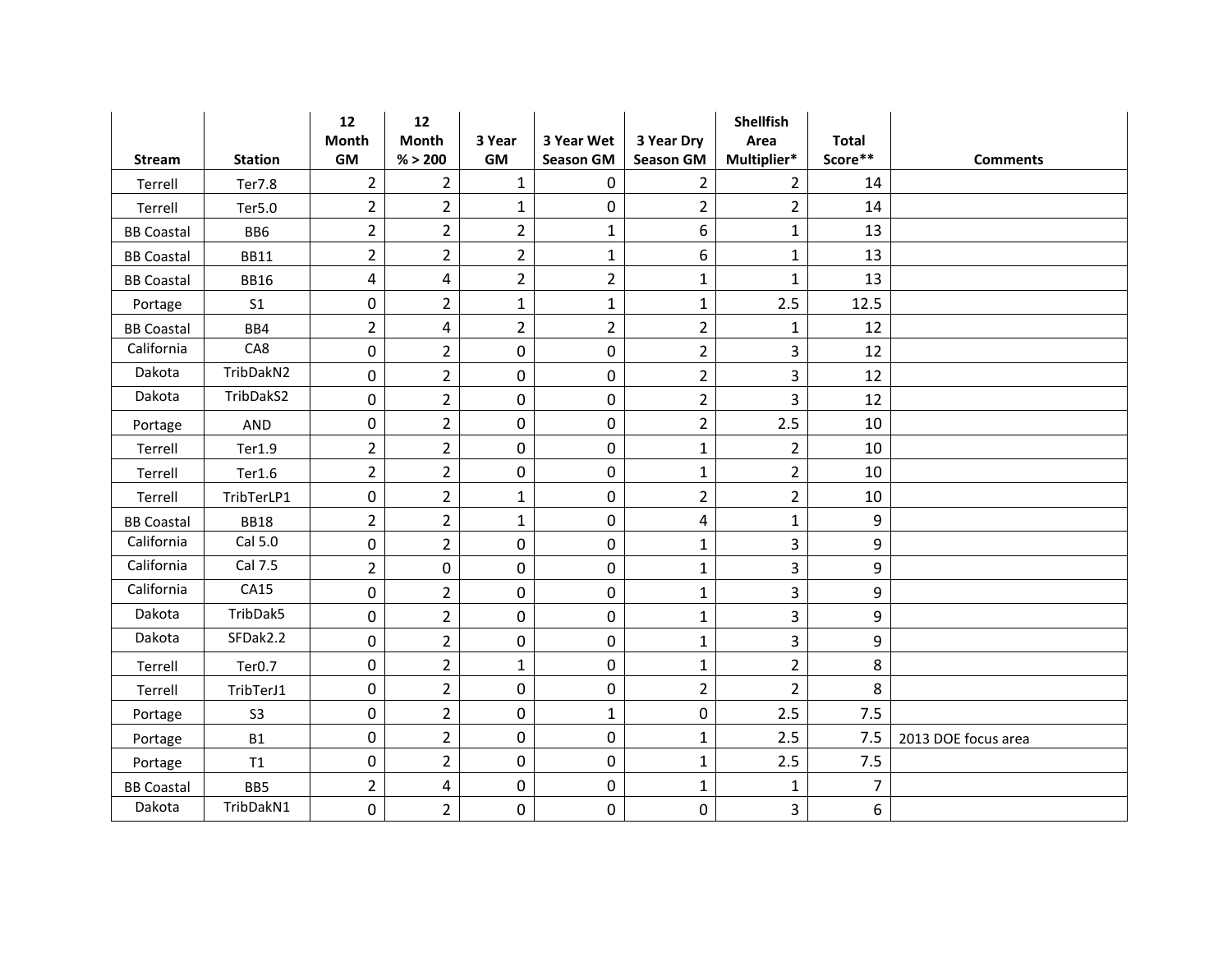| Stream | Station | 12 Month GM | 12 Month % > 200 | 3 Year GM | 3 Year Wet Season GM | 3 Year Dry Season GM | Shellfish Area Multiplier* | Total Score** | Comments |
|---|---|---|---|---|---|---|---|---|---|
| Terrell | Ter7.8 | 2 | 2 | 1 | 0 | 2 | 2 | 14 | |
| Terrell | Ter5.0 | 2 | 2 | 1 | 0 | 2 | 2 | 14 | |
| BB Coastal | BB6 | 2 | 2 | 2 | 1 | 6 | 1 | 13 | |
| BB Coastal | BB11 | 2 | 2 | 2 | 1 | 6 | 1 | 13 | |
| BB Coastal | BB16 | 4 | 4 | 2 | 2 | 1 | 1 | 13 | |
| Portage | S1 | 0 | 2 | 1 | 1 | 1 | 2.5 | 12.5 | |
| BB Coastal | BB4 | 2 | 4 | 2 | 2 | 2 | 1 | 12 | |
| California | CA8 | 0 | 2 | 0 | 0 | 2 | 3 | 12 | |
| Dakota | TribDakN2 | 0 | 2 | 0 | 0 | 2 | 3 | 12 | |
| Dakota | TribDakS2 | 0 | 2 | 0 | 0 | 2 | 3 | 12 | |
| Portage | AND | 0 | 2 | 0 | 0 | 2 | 2.5 | 10 | |
| Terrell | Ter1.9 | 2 | 2 | 0 | 0 | 1 | 2 | 10 | |
| Terrell | Ter1.6 | 2 | 2 | 0 | 0 | 1 | 2 | 10 | |
| Terrell | TribTerLP1 | 0 | 2 | 1 | 0 | 2 | 2 | 10 | |
| BB Coastal | BB18 | 2 | 2 | 1 | 0 | 4 | 1 | 9 | |
| California | Cal 5.0 | 0 | 2 | 0 | 0 | 1 | 3 | 9 | |
| California | Cal 7.5 | 2 | 0 | 0 | 0 | 1 | 3 | 9 | |
| California | CA15 | 0 | 2 | 0 | 0 | 1 | 3 | 9 | |
| Dakota | TribDak5 | 0 | 2 | 0 | 0 | 1 | 3 | 9 | |
| Dakota | SFDak2.2 | 0 | 2 | 0 | 0 | 1 | 3 | 9 | |
| Terrell | Ter0.7 | 0 | 2 | 1 | 0 | 1 | 2 | 8 | |
| Terrell | TribTerJ1 | 0 | 2 | 0 | 0 | 2 | 2 | 8 | |
| Portage | S3 | 0 | 2 | 0 | 1 | 0 | 2.5 | 7.5 | |
| Portage | B1 | 0 | 2 | 0 | 0 | 1 | 2.5 | 7.5 | 2013 DOE focus area |
| Portage | T1 | 0 | 2 | 0 | 0 | 1 | 2.5 | 7.5 | |
| BB Coastal | BB5 | 2 | 4 | 0 | 0 | 1 | 1 | 7 | |
| Dakota | TribDakN1 | 0 | 2 | 0 | 0 | 0 | 3 | 6 | |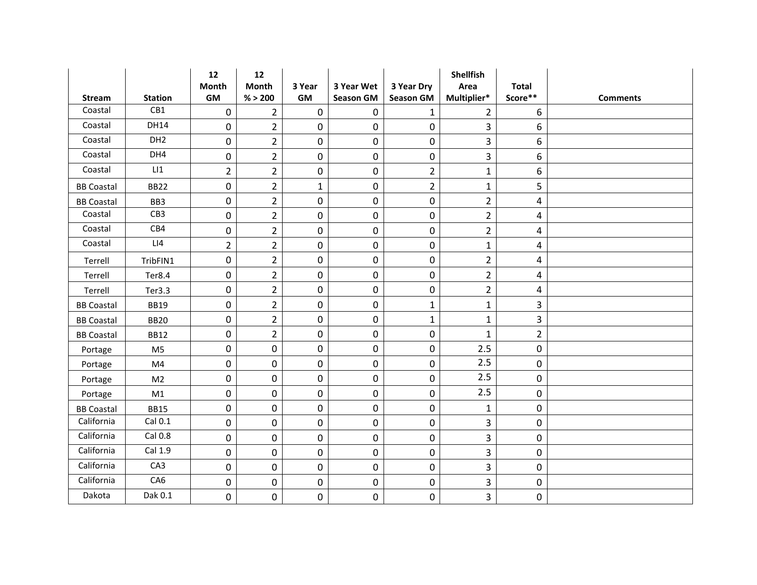| Stream | Station | 12 Month GM | 12 Month % > 200 | 3 Year GM | 3 Year Wet Season GM | 3 Year Dry Season GM | Shellfish Area Multiplier* | Total Score** | Comments |
|---|---|---|---|---|---|---|---|---|---|
| Coastal | CB1 | 0 | 2 | 0 | 0 | 1 | 2 | 6 | |
| Coastal | DH14 | 0 | 2 | 0 | 0 | 0 | 3 | 6 | |
| Coastal | DH2 | 0 | 2 | 0 | 0 | 0 | 3 | 6 | |
| Coastal | DH4 | 0 | 2 | 0 | 0 | 0 | 3 | 6 | |
| Coastal | LI1 | 2 | 2 | 0 | 0 | 2 | 1 | 6 | |
| BB Coastal | BB22 | 0 | 2 | 1 | 0 | 2 | 1 | 5 | |
| BB Coastal | BB3 | 0 | 2 | 0 | 0 | 0 | 2 | 4 | |
| Coastal | CB3 | 0 | 2 | 0 | 0 | 0 | 2 | 4 | |
| Coastal | CB4 | 0 | 2 | 0 | 0 | 0 | 2 | 4 | |
| Coastal | LI4 | 2 | 2 | 0 | 0 | 0 | 1 | 4 | |
| Terrell | TribFIN1 | 0 | 2 | 0 | 0 | 0 | 2 | 4 | |
| Terrell | Ter8.4 | 0 | 2 | 0 | 0 | 0 | 2 | 4 | |
| Terrell | Ter3.3 | 0 | 2 | 0 | 0 | 0 | 2 | 4 | |
| BB Coastal | BB19 | 0 | 2 | 0 | 0 | 1 | 1 | 3 | |
| BB Coastal | BB20 | 0 | 2 | 0 | 0 | 1 | 1 | 3 | |
| BB Coastal | BB12 | 0 | 2 | 0 | 0 | 0 | 1 | 2 | |
| Portage | M5 | 0 | 0 | 0 | 0 | 0 | 2.5 | 0 | |
| Portage | M4 | 0 | 0 | 0 | 0 | 0 | 2.5 | 0 | |
| Portage | M2 | 0 | 0 | 0 | 0 | 0 | 2.5 | 0 | |
| Portage | M1 | 0 | 0 | 0 | 0 | 0 | 2.5 | 0 | |
| BB Coastal | BB15 | 0 | 0 | 0 | 0 | 0 | 1 | 0 | |
| California | Cal 0.1 | 0 | 0 | 0 | 0 | 0 | 3 | 0 | |
| California | Cal 0.8 | 0 | 0 | 0 | 0 | 0 | 3 | 0 | |
| California | Cal 1.9 | 0 | 0 | 0 | 0 | 0 | 3 | 0 | |
| California | CA3 | 0 | 0 | 0 | 0 | 0 | 3 | 0 | |
| California | CA6 | 0 | 0 | 0 | 0 | 0 | 3 | 0 | |
| Dakota | Dak 0.1 | 0 | 0 | 0 | 0 | 0 | 3 | 0 | |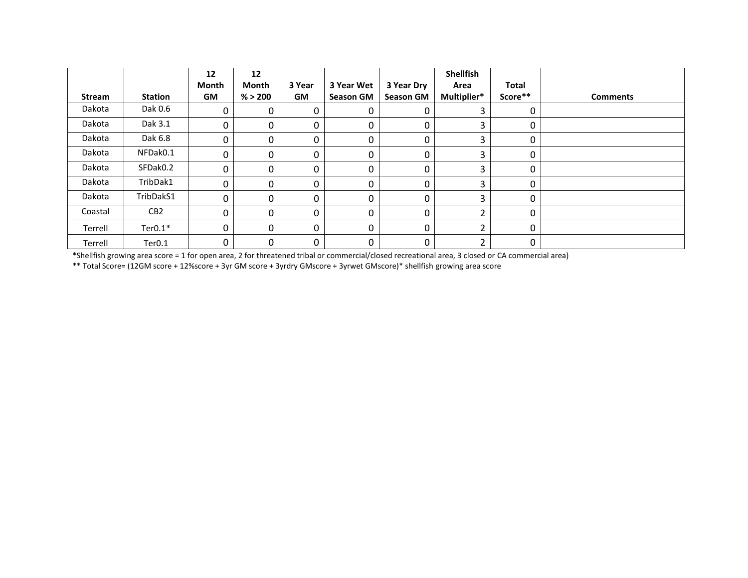| Stream | Station | 12 Month GM | 12 Month % > 200 | 3 Year GM | 3 Year Wet Season GM | 3 Year Dry Season GM | Shellfish Area Multiplier* | Total Score** | Comments |
|---|---|---|---|---|---|---|---|---|---|
| Dakota | Dak 0.6 | 0 | 0 | 0 | 0 | 0 | 3 | 0 | |
| Dakota | Dak 3.1 | 0 | 0 | 0 | 0 | 0 | 3 | 0 | |
| Dakota | Dak 6.8 | 0 | 0 | 0 | 0 | 0 | 3 | 0 | |
| Dakota | NFDak0.1 | 0 | 0 | 0 | 0 | 0 | 3 | 0 | |
| Dakota | SFDak0.2 | 0 | 0 | 0 | 0 | 0 | 3 | 0 | |
| Dakota | TribDak1 | 0 | 0 | 0 | 0 | 0 | 3 | 0 | |
| Dakota | TribDakS1 | 0 | 0 | 0 | 0 | 0 | 3 | 0 | |
| Coastal | CB2 | 0 | 0 | 0 | 0 | 0 | 2 | 0 | |
| Terrell | Ter0.1* | 0 | 0 | 0 | 0 | 0 | 2 | 0 | |
| Terrell | Ter0.1 | 0 | 0 | 0 | 0 | 0 | 2 | 0 | |

*Shellfish growing area score = 1 for open area, 2 for threatened tribal or commercial/closed recreational area, 3 closed or CA commercial area)

** Total Score= (12GM score + 12%score + 3yr GM score + 3yrdry GMscore + 3yrwet GMscore)* shellfish growing area score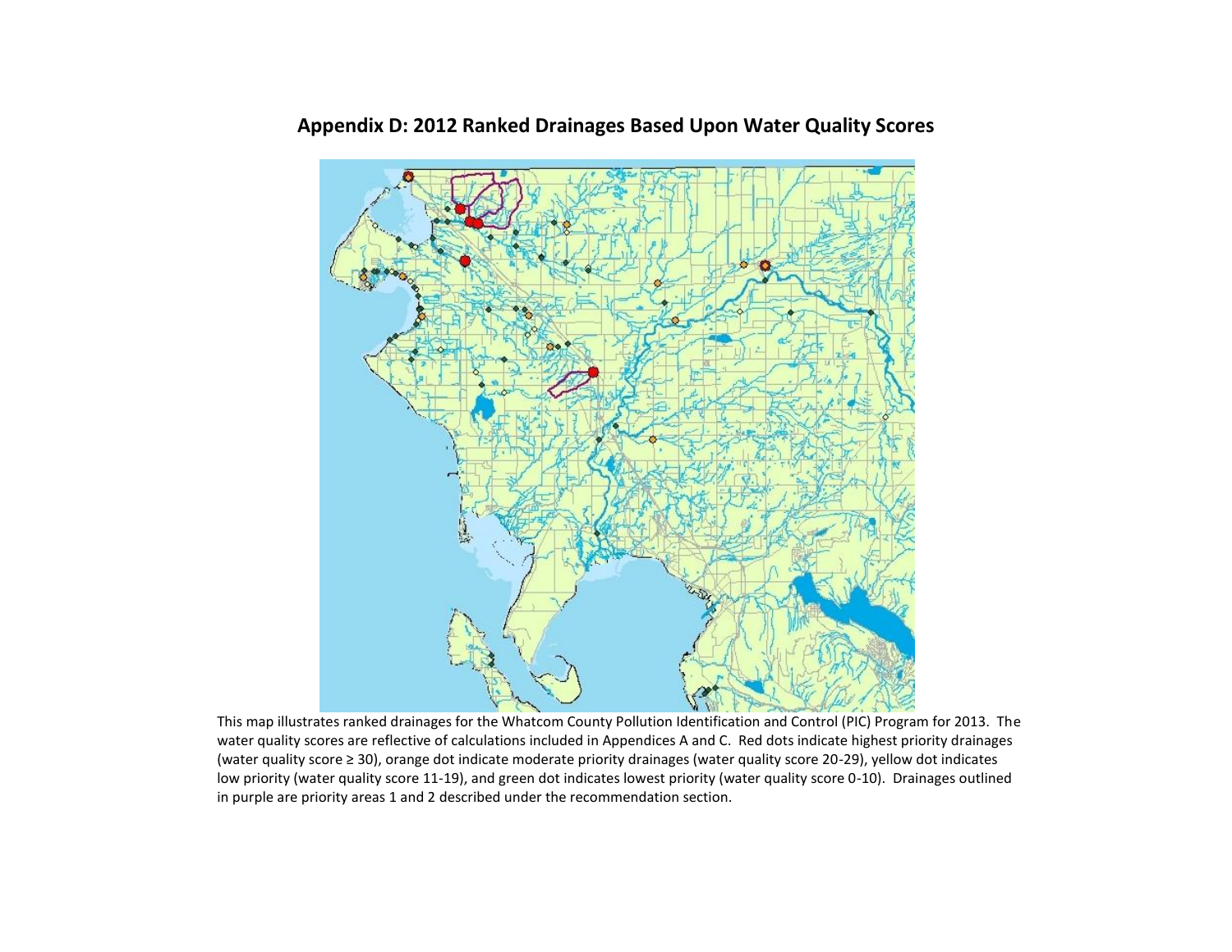## Appendix D: 2012 Ranked Drainages Based Upon Water Quality Scores

This map illustrates ranked drainages for the Whatcom County Pollution Identification and Control (PIC) Program for 2013. The water quality scores are reflective of calculations included in Appendices A and C. Red dots indicate highest priority drainages (water quality score ≥ 30), orange dot indicate moderate priority drainages (water quality score 20-29), yellow dot indicates low priority (water quality score 11-19), and green dot indicates lowest priority (water quality score 0-10). Drainages outlined in purple are priority areas 1 and 2 described under the recommendation section.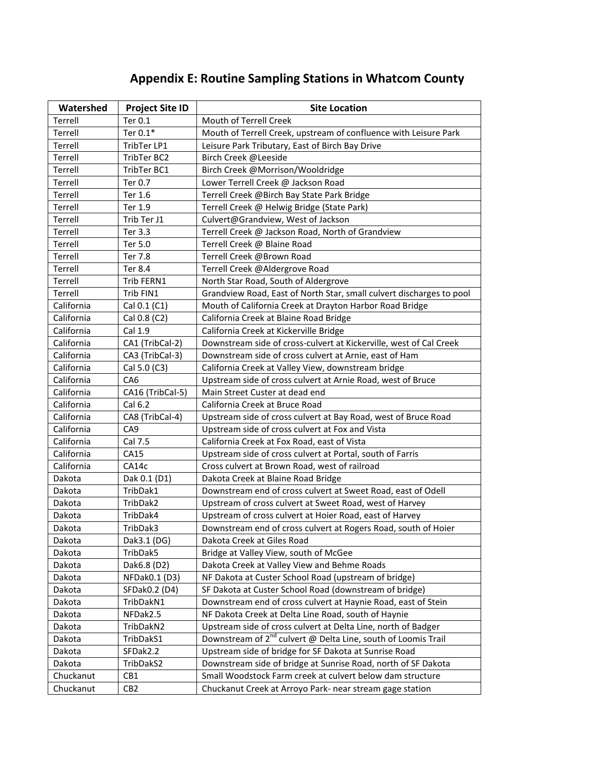## Appendix E: Routine Sampling Stations in Whatcom County

| Watershed | Project Site ID | Site Location |
|---|---|---|
| Terrell | Ter 0.1 | Mouth of Terrell Creek |
| Terrell | Ter 0.1* | Mouth of Terrell Creek, upstream of confluence with Leisure Park |
| Terrell | TribTer LP1 | Leisure Park Tributary, East of Birch Bay Drive |
| Terrell | TribTer BC2 | Birch Creek @Leeside |
| Terrell | TribTer BC1 | Birch Creek @Morrison/Wooldridge |
| Terrell | Ter 0.7 | Lower Terrell Creek @ Jackson Road |
| Terrell | Ter 1.6 | Terrell Creek @Birch Bay State Park Bridge |
| Terrell | Ter 1.9 | Terrell Creek @ Helwig Bridge (State Park) |
| Terrell | Trib Ter J1 | Culvert@Grandview, West of Jackson |
| Terrell | Ter 3.3 | Terrell Creek @ Jackson Road, North of Grandview |
| Terrell | Ter 5.0 | Terrell Creek @ Blaine Road |
| Terrell | Ter 7.8 | Terrell Creek @Brown Road |
| Terrell | Ter 8.4 | Terrell Creek @Aldergrove Road |
| Terrell | Trib FERN1 | North Star Road, South of Aldergrove |
| Terrell | Trib FIN1 | Grandview Road, East of North Star, small culvert discharges to pool |
| California | Cal 0.1 (C1) | Mouth of California Creek at Drayton Harbor Road Bridge |
| California | Cal 0.8 (C2) | California Creek at Blaine Road Bridge |
| California | Cal 1.9 | California Creek at Kickerville Bridge |
| California | CA1 (TribCal-2) | Downstream side of cross-culvert at Kickerville, west of Cal Creek |
| California | CA3 (TribCal-3) | Downstream side of cross culvert at Arnie, east of Ham |
| California | Cal 5.0 (C3) | California Creek at Valley View, downstream bridge |
| California | CA6 | Upstream side of cross culvert at Arnie Road, west of Bruce |
| California | CA16 (TribCal-5) | Main Street Custer at dead end |
| California | Cal 6.2 | California Creek at Bruce Road |
| California | CA8 (TribCal-4) | Upstream side of cross culvert at Bay Road, west of Bruce Road |
| California | CA9 | Upstream side of cross culvert at Fox and Vista |
| California | Cal 7.5 | California Creek at Fox Road, east of Vista |
| California | CA15 | Upstream side of cross culvert at Portal, south of Farris |
| California | CA14c | Cross culvert at Brown Road, west of railroad |
| Dakota | Dak 0.1 (D1) | Dakota Creek at Blaine Road Bridge |
| Dakota | TribDak1 | Downstream end of cross culvert at Sweet Road, east of Odell |
| Dakota | TribDak2 | Upstream of cross culvert at Sweet Road, west of Harvey |
| Dakota | TribDak4 | Upstream of cross culvert at Hoier Road, east of Harvey |
| Dakota | TribDak3 | Downstream end of cross culvert at Rogers Road, south of Hoier |
| Dakota | Dak3.1 (DG) | Dakota Creek at Giles Road |
| Dakota | TribDak5 | Bridge at Valley View, south of McGee |
| Dakota | Dak6.8 (D2) | Dakota Creek at Valley View and Behme Roads |
| Dakota | NFDak0.1 (D3) | NF Dakota at Custer School Road (upstream of bridge) |
| Dakota | SFDak0.2 (D4) | SF Dakota at Custer School Road (downstream of bridge) |
| Dakota | TribDakN1 | Downstream end of cross culvert at Haynie Road, east of Stein |
| Dakota | NFDak2.5 | NF Dakota Creek at Delta Line Road, south of Haynie |
| Dakota | TribDakN2 | Upstream side of cross culvert at Delta Line, north of Badger |
| Dakota | TribDakS1 | Downstream of 2nd culvert @ Delta Line, south of Loomis Trail |
| Dakota | SFDak2.2 | Upstream side of bridge for SF Dakota at Sunrise Road |
| Dakota | TribDakS2 | Downstream side of bridge at Sunrise Road, north of SF Dakota |
| Chuckanut | CB1 | Small Woodstock Farm creek at culvert below dam structure |
| Chuckanut | CB2 | Chuckanut Creek at Arroyo Park- near stream gage station |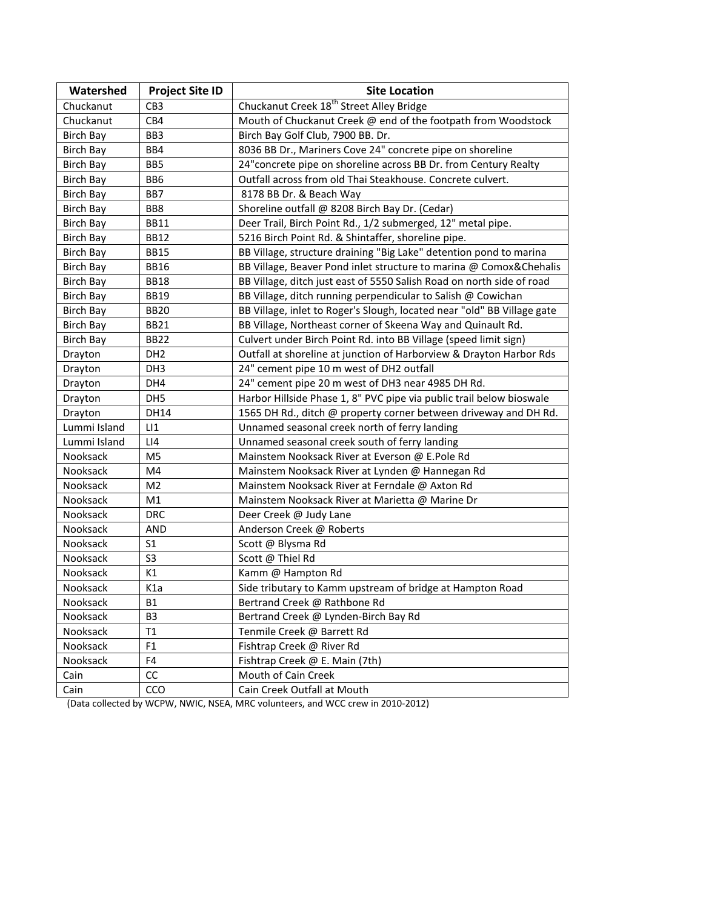| Watershed | Project Site ID | Site Location |
| --- | --- | --- |
| Chuckanut | CB3 | Chuckanut Creek 18th Street Alley Bridge |
| Chuckanut | CB4 | Mouth of Chuckanut Creek @ end of the footpath from Woodstock |
| Birch Bay | BB3 | Birch Bay Golf Club, 7900 BB. Dr. |
| Birch Bay | BB4 | 8036 BB Dr., Mariners Cove 24" concrete pipe on shoreline |
| Birch Bay | BB5 | 24"concrete pipe on shoreline across BB Dr. from Century Realty |
| Birch Bay | BB6 | Outfall across from old Thai Steakhouse. Concrete culvert. |
| Birch Bay | BB7 | 8178 BB Dr. & Beach Way |
| Birch Bay | BB8 | Shoreline outfall @ 8208 Birch Bay Dr. (Cedar) |
| Birch Bay | BB11 | Deer Trail, Birch Point Rd., 1/2 submerged, 12" metal pipe. |
| Birch Bay | BB12 | 5216 Birch Point Rd. & Shintaffer, shoreline pipe. |
| Birch Bay | BB15 | BB Village, structure draining "Big Lake" detention pond to marina |
| Birch Bay | BB16 | BB Village, Beaver Pond inlet structure to marina @ Comox&Chehalis |
| Birch Bay | BB18 | BB Village, ditch just east of 5550 Salish Road on north side of road |
| Birch Bay | BB19 | BB Village, ditch running perpendicular to Salish @ Cowichan |
| Birch Bay | BB20 | BB Village, inlet to Roger's Slough, located near "old" BB Village gate |
| Birch Bay | BB21 | BB Village, Northeast corner of Skeena Way and Quinault Rd. |
| Birch Bay | BB22 | Culvert under Birch Point Rd. into BB Village (speed limit sign) |
| Drayton | DH2 | Outfall at shoreline at junction of Harborview & Drayton Harbor Rds |
| Drayton | DH3 | 24" cement pipe 10 m west of DH2 outfall |
| Drayton | DH4 | 24" cement pipe 20 m west of DH3 near 4985 DH Rd. |
| Drayton | DH5 | Harbor Hillside Phase 1, 8" PVC pipe via public trail below bioswale |
| Drayton | DH14 | 1565 DH Rd., ditch @ property corner between driveway and DH Rd. |
| Lummi Island | LI1 | Unnamed seasonal creek north of ferry landing |
| Lummi Island | LI4 | Unnamed seasonal creek south of ferry landing |
| Nooksack | M5 | Mainstem Nooksack River at Everson @ E.Pole Rd |
| Nooksack | M4 | Mainstem Nooksack River at Lynden @ Hannegan Rd |
| Nooksack | M2 | Mainstem Nooksack River at Ferndale @ Axton Rd |
| Nooksack | M1 | Mainstem Nooksack River at Marietta @ Marine Dr |
| Nooksack | DRC | Deer Creek @ Judy Lane |
| Nooksack | AND | Anderson Creek @ Roberts |
| Nooksack | S1 | Scott @ Blysma Rd |
| Nooksack | S3 | Scott @ Thiel Rd |
| Nooksack | K1 | Kamm @ Hampton Rd |
| Nooksack | K1a | Side tributary to Kamm upstream of bridge at Hampton Road |
| Nooksack | B1 | Bertrand Creek @ Rathbone Rd |
| Nooksack | B3 | Bertrand Creek @ Lynden-Birch Bay Rd |
| Nooksack | T1 | Tenmile Creek @ Barrett Rd |
| Nooksack | F1 | Fishtrap Creek @ River Rd |
| Nooksack | F4 | Fishtrap Creek @ E. Main (7th) |
| Cain | CC | Mouth of Cain Creek |
| Cain | CCO | Cain Creek Outfall at Mouth |

(Data collected by WCPW, NWIC, NSEA, MRC volunteers, and WCC crew in 2010-2012)